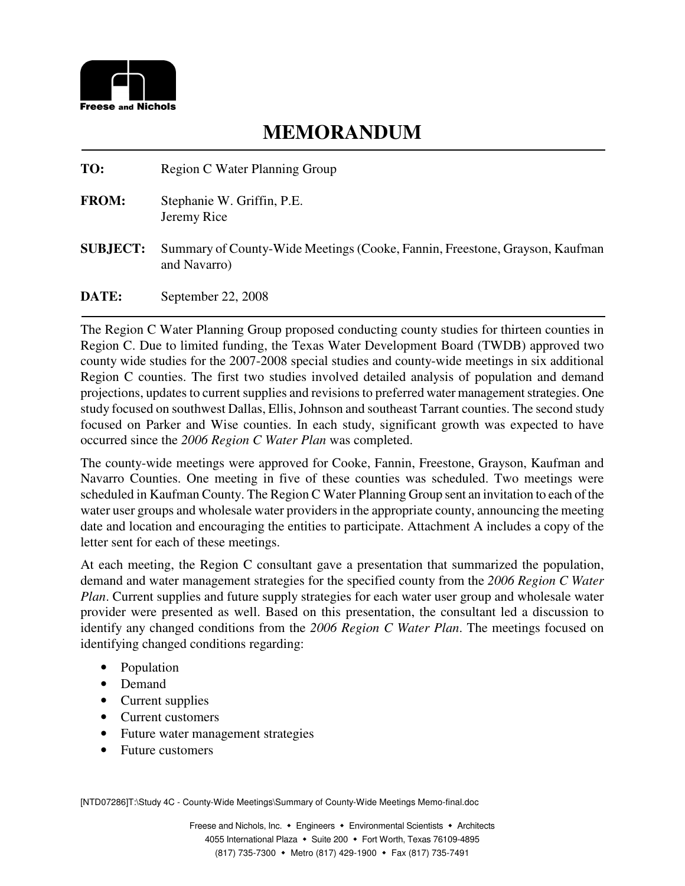Freese and Nichols

# MEMORANDUM

**TO:** Region C Water Planning Group

**FROM:** Stephanie W. Griffin, P.E.
Jeremy Rice

**SUBJECT:** Summary of County-Wide Meetings (Cooke, Fannin, Freestone, Grayson, Kaufman and Navarro)

**DATE:** September 22, 2008

The Region C Water Planning Group proposed conducting county studies for thirteen counties in Region C. Due to limited funding, the Texas Water Development Board (TWDB) approved two county wide studies for the 2007-2008 special studies and county-wide meetings in six additional Region C counties. The first two studies involved detailed analysis of population and demand projections, updates to current supplies and revisions to preferred water management strategies. One study focused on southwest Dallas, Ellis, Johnson and southeast Tarrant counties. The second study focused on Parker and Wise counties. In each study, significant growth was expected to have occurred since the *2006 Region C Water Plan* was completed.

The county-wide meetings were approved for Cooke, Fannin, Freestone, Grayson, Kaufman and Navarro Counties. One meeting in five of these counties was scheduled. Two meetings were scheduled in Kaufman County. The Region C Water Planning Group sent an invitation to each of the water user groups and wholesale water providers in the appropriate county, announcing the meeting date and location and encouraging the entities to participate. Attachment A includes a copy of the letter sent for each of these meetings.

At each meeting, the Region C consultant gave a presentation that summarized the population, demand and water management strategies for the specified county from the *2006 Region C Water Plan*. Current supplies and future supply strategies for each water user group and wholesale water provider were presented as well. Based on this presentation, the consultant led a discussion to identify any changed conditions from the *2006 Region C Water Plan*. The meetings focused on identifying changed conditions regarding:

- Population
- Demand
- Current supplies
- Current customers
- Future water management strategies
- Future customers

[NTD07286]T:\Study 4C - County-Wide Meetings\Summary of County-Wide Meetings Memo-final.doc

Freese and Nichols, Inc. • Engineers • Environmental Scientists • Architects
4055 International Plaza • Suite 200 • Fort Worth, Texas 76109-4895
(817) 735-7300 • Metro (817) 429-1900 • Fax (817) 735-7491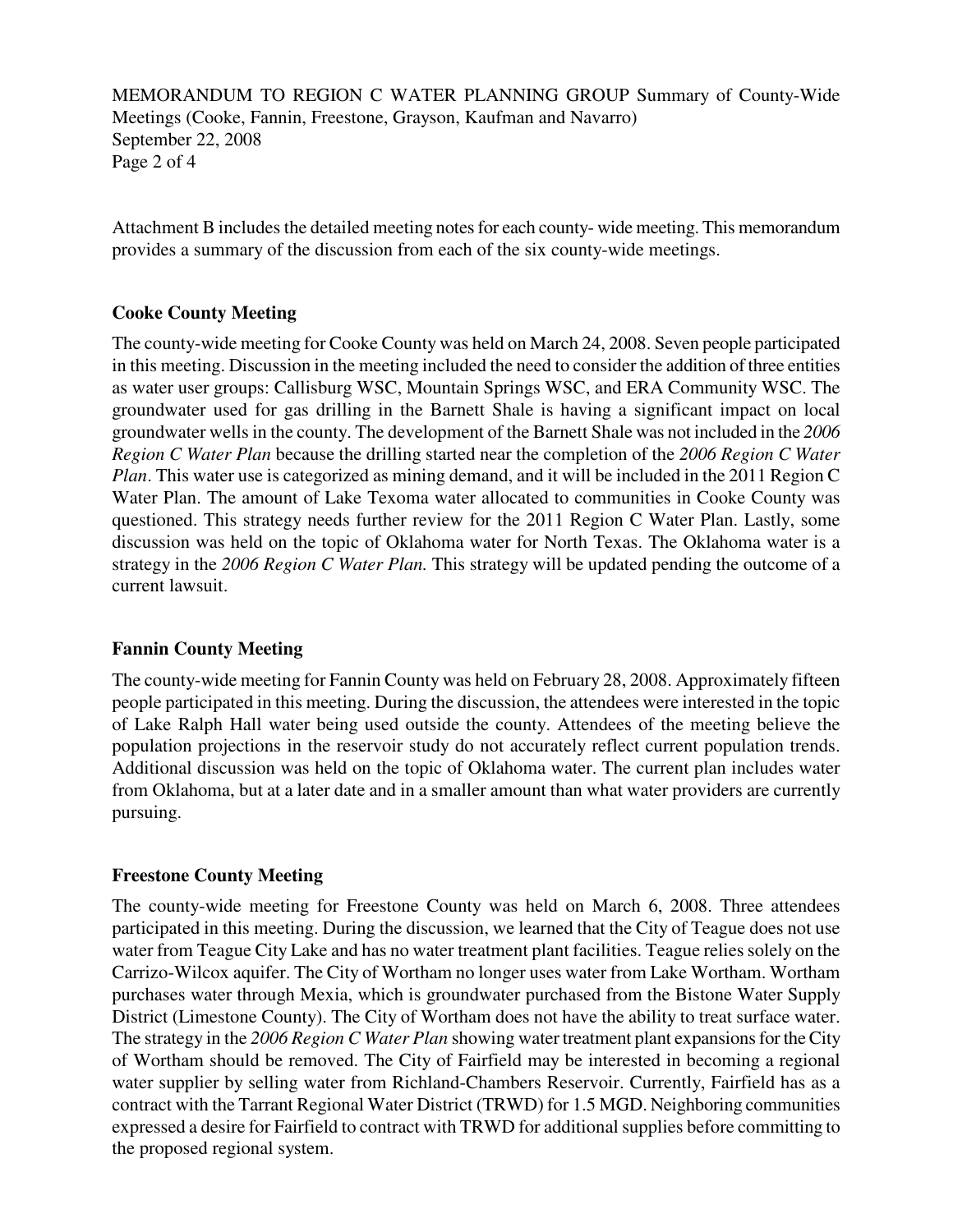Attachment B includes the detailed meeting notes for each county- wide meeting. This memorandum provides a summary of the discussion from each of the six county-wide meetings.

**Cooke County Meeting**

The county-wide meeting for Cooke County was held on March 24, 2008. Seven people participated in this meeting. Discussion in the meeting included the need to consider the addition of three entities as water user groups: Callisburg WSC, Mountain Springs WSC, and ERA Community WSC. The groundwater used for gas drilling in the Barnett Shale is having a significant impact on local groundwater wells in the county. The development of the Barnett Shale was not included in the *2006 Region C Water Plan* because the drilling started near the completion of the *2006 Region C Water Plan*. This water use is categorized as mining demand, and it will be included in the 2011 Region C Water Plan. The amount of Lake Texoma water allocated to communities in Cooke County was questioned. This strategy needs further review for the 2011 Region C Water Plan. Lastly, some discussion was held on the topic of Oklahoma water for North Texas. The Oklahoma water is a strategy in the *2006 Region C Water Plan.* This strategy will be updated pending the outcome of a current lawsuit.

**Fannin County Meeting**

The county-wide meeting for Fannin County was held on February 28, 2008. Approximately fifteen people participated in this meeting. During the discussion, the attendees were interested in the topic of Lake Ralph Hall water being used outside the county. Attendees of the meeting believe the population projections in the reservoir study do not accurately reflect current population trends. Additional discussion was held on the topic of Oklahoma water. The current plan includes water from Oklahoma, but at a later date and in a smaller amount than what water providers are currently pursuing.

**Freestone County Meeting**

The county-wide meeting for Freestone County was held on March 6, 2008. Three attendees participated in this meeting. During the discussion, we learned that the City of Teague does not use water from Teague City Lake and has no water treatment plant facilities. Teague relies solely on the Carrizo-Wilcox aquifer. The City of Wortham no longer uses water from Lake Wortham. Wortham purchases water through Mexia, which is groundwater purchased from the Bistone Water Supply District (Limestone County). The City of Wortham does not have the ability to treat surface water. The strategy in the *2006 Region C Water Plan* showing water treatment plant expansions for the City of Wortham should be removed. The City of Fairfield may be interested in becoming a regional water supplier by selling water from Richland-Chambers Reservoir. Currently, Fairfield has as a contract with the Tarrant Regional Water District (TRWD) for 1.5 MGD. Neighboring communities expressed a desire for Fairfield to contract with TRWD for additional supplies before committing to the proposed regional system.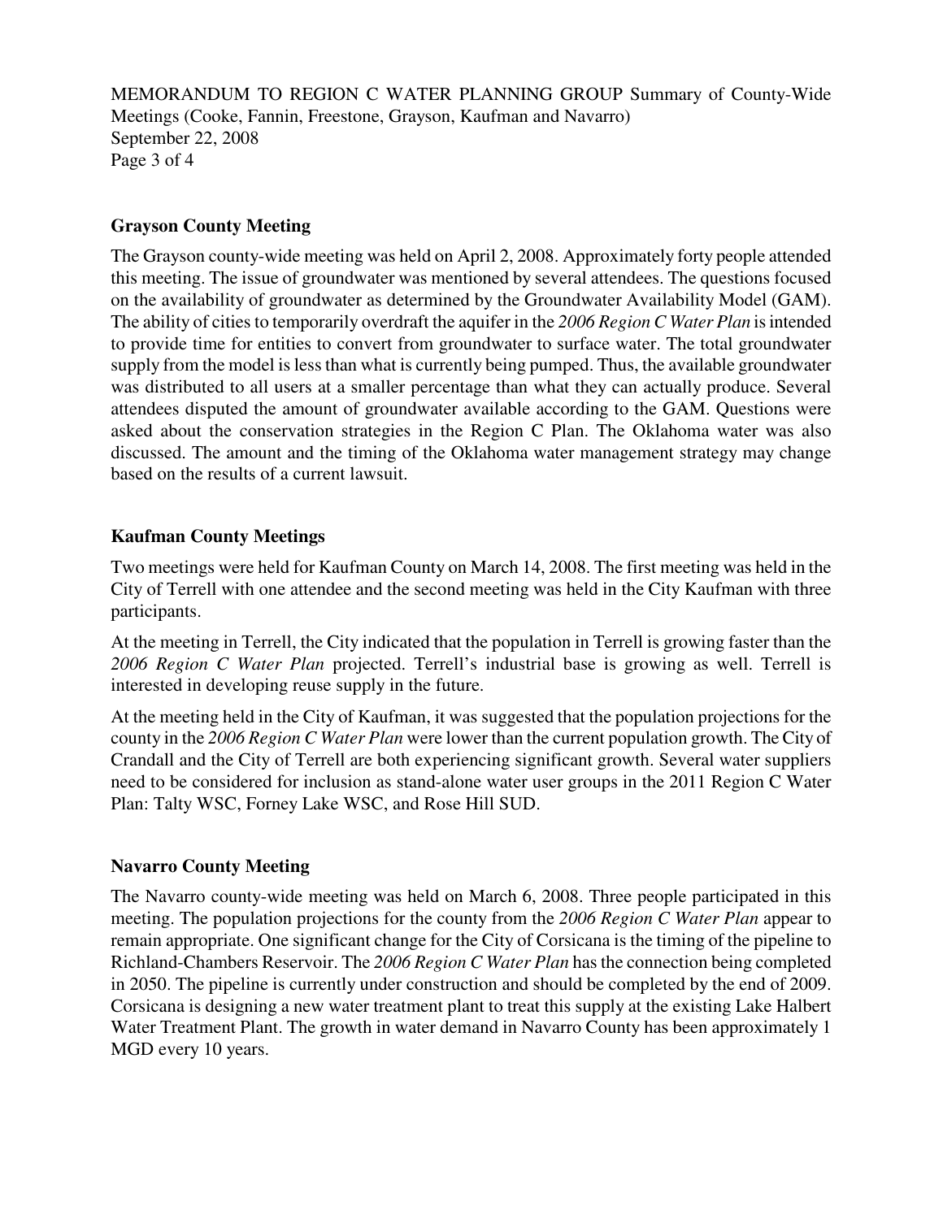## Grayson County Meeting

The Grayson county-wide meeting was held on April 2, 2008. Approximately forty people attended this meeting. The issue of groundwater was mentioned by several attendees. The questions focused on the availability of groundwater as determined by the Groundwater Availability Model (GAM). The ability of cities to temporarily overdraft the aquifer in the *2006 Region C Water Plan* is intended to provide time for entities to convert from groundwater to surface water. The total groundwater supply from the model is less than what is currently being pumped. Thus, the available groundwater was distributed to all users at a smaller percentage than what they can actually produce. Several attendees disputed the amount of groundwater available according to the GAM. Questions were asked about the conservation strategies in the Region C Plan. The Oklahoma water was also discussed. The amount and the timing of the Oklahoma water management strategy may change based on the results of a current lawsuit.

## Kaufman County Meetings

Two meetings were held for Kaufman County on March 14, 2008. The first meeting was held in the City of Terrell with one attendee and the second meeting was held in the City Kaufman with three participants.

At the meeting in Terrell, the City indicated that the population in Terrell is growing faster than the *2006 Region C Water Plan* projected. Terrell's industrial base is growing as well. Terrell is interested in developing reuse supply in the future.

At the meeting held in the City of Kaufman, it was suggested that the population projections for the county in the *2006 Region C Water Plan* were lower than the current population growth. The City of Crandall and the City of Terrell are both experiencing significant growth. Several water suppliers need to be considered for inclusion as stand-alone water user groups in the 2011 Region C Water Plan: Talty WSC, Forney Lake WSC, and Rose Hill SUD.

## Navarro County Meeting

The Navarro county-wide meeting was held on March 6, 2008. Three people participated in this meeting. The population projections for the county from the *2006 Region C Water Plan* appear to remain appropriate. One significant change for the City of Corsicana is the timing of the pipeline to Richland-Chambers Reservoir. The *2006 Region C Water Plan* has the connection being completed in 2050. The pipeline is currently under construction and should be completed by the end of 2009. Corsicana is designing a new water treatment plant to treat this supply at the existing Lake Halbert Water Treatment Plant. The growth in water demand in Navarro County has been approximately 1 MGD every 10 years.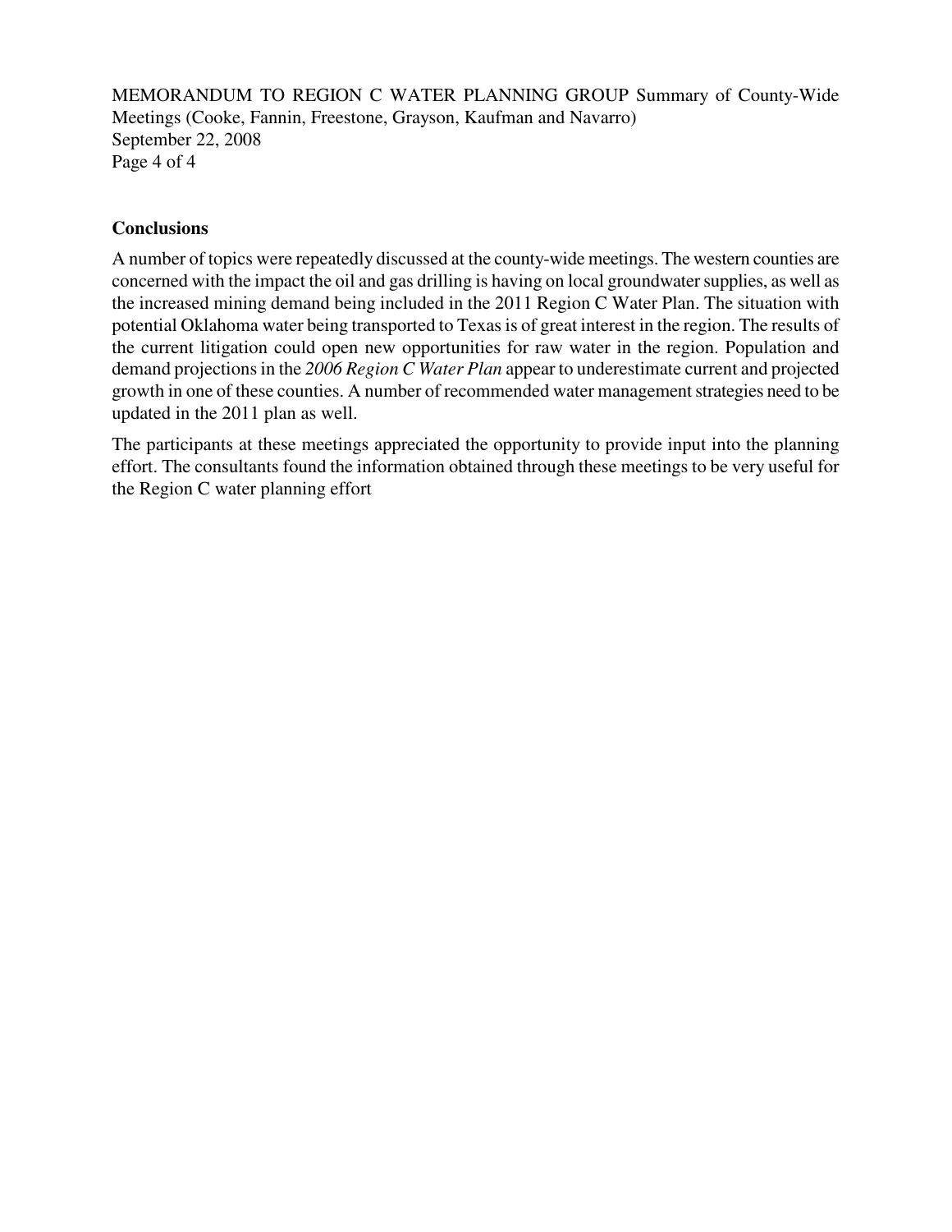## Conclusions

A number of topics were repeatedly discussed at the county-wide meetings. The western counties are concerned with the impact the oil and gas drilling is having on local groundwater supplies, as well as the increased mining demand being included in the 2011 Region C Water Plan. The situation with potential Oklahoma water being transported to Texas is of great interest in the region. The results of the current litigation could open new opportunities for raw water in the region. Population and demand projections in the *2006 Region C Water Plan* appear to underestimate current and projected growth in one of these counties. A number of recommended water management strategies need to be updated in the 2011 plan as well.

The participants at these meetings appreciated the opportunity to provide input into the planning effort. The consultants found the information obtained through these meetings to be very useful for the Region C water planning effort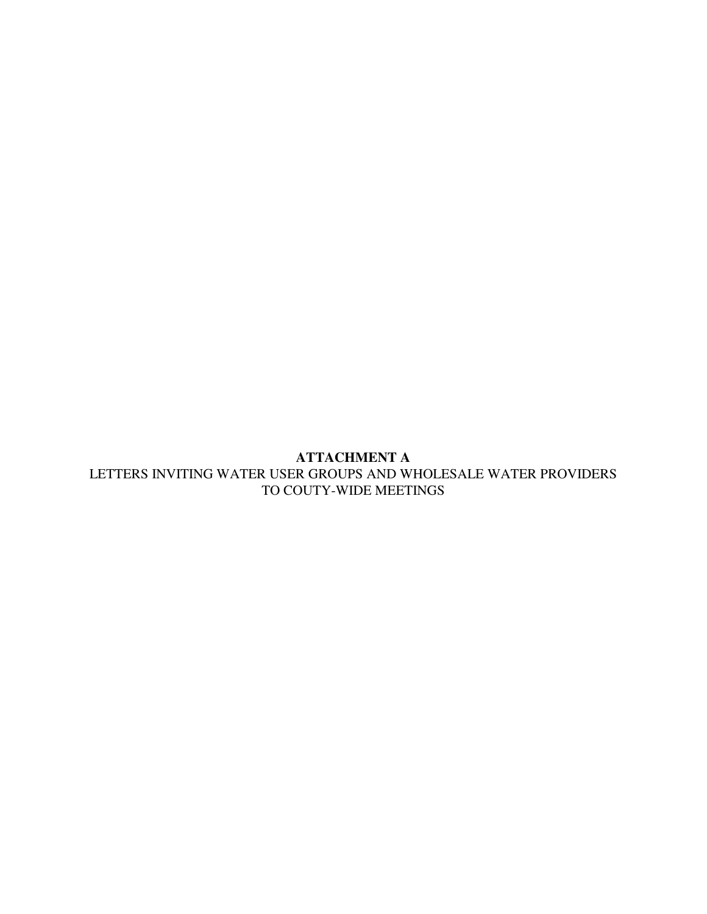**ATTACHMENT A**

LETTERS INVITING WATER USER GROUPS AND WHOLESALE WATER PROVIDERS TO COUTY-WIDE MEETINGS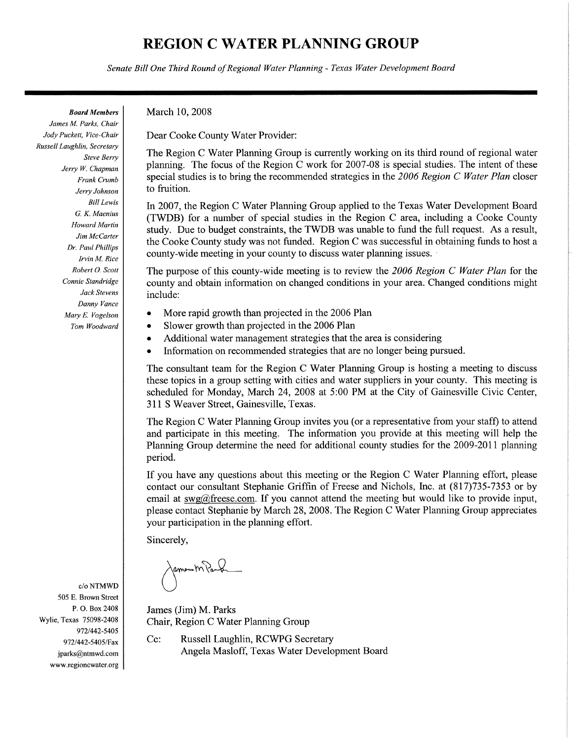# REGION C WATER PLANNING GROUP

*Senate Bill One Third Round of Regional Water Planning - Texas Water Development Board*

***Board Members***
*James M. Parks, Chair*
*Jody Puckett, Vice-Chair*
*Russell Laughlin, Secretary*
*Steve Berry*
*Jerry W. Chapman*
*Frank Crumb*
*Jerry Johnson*
*Bill Lewis*
*G. K. Maenius*
*Howard Martin*
*Jim McCarter*
*Dr. Paul Phillips*
*Irvin M. Rice*
*Robert O. Scott*
*Connie Standridge*
*Jack Stevens*
*Danny Vance*
*Mary E. Vogelson*
*Tom Woodward*

c/o NTMWD
505 E. Brown Street
P. O. Box 2408
Wylie, Texas 75098-2408
972/442-5405
972/442-5405/Fax
jparks@ntmwd.com
www.regioncwater.org

March 10, 2008

Dear Cooke County Water Provider:

The Region C Water Planning Group is currently working on its third round of regional water planning. The focus of the Region C work for 2007-08 is special studies. The intent of these special studies is to bring the recommended strategies in the *2006 Region C Water Plan* closer to fruition.

In 2007, the Region C Water Planning Group applied to the Texas Water Development Board (TWDB) for a number of special studies in the Region C area, including a Cooke County study. Due to budget constraints, the TWDB was unable to fund the full request. As a result, the Cooke County study was not funded. Region C was successful in obtaining funds to host a county-wide meeting in your county to discuss water planning issues.

The purpose of this county-wide meeting is to review the *2006 Region C Water Plan* for the county and obtain information on changed conditions in your area. Changed conditions might include:

- More rapid growth than projected in the 2006 Plan
- Slower growth than projected in the 2006 Plan
- Additional water management strategies that the area is considering
- Information on recommended strategies that are no longer being pursued.

The consultant team for the Region C Water Planning Group is hosting a meeting to discuss these topics in a group setting with cities and water suppliers in your county. This meeting is scheduled for Monday, March 24, 2008 at 5:00 PM at the City of Gainesville Civic Center, 311 S Weaver Street, Gainesville, Texas.

The Region C Water Planning Group invites you (or a representative from your staff) to attend and participate in this meeting. The information you provide at this meeting will help the Planning Group determine the need for additional county studies for the 2009-2011 planning period.

If you have any questions about this meeting or the Region C Water Planning effort, please contact our consultant Stephanie Griffin of Freese and Nichols, Inc. at (817)735-7353 or by email at swg@freese.com. If you cannot attend the meeting but would like to provide input, please contact Stephanie by March 28, 2008. The Region C Water Planning Group appreciates your participation in the planning effort.

Sincerely,

James (Jim) M. Parks
Chair, Region C Water Planning Group

Cc: Russell Laughlin, RCWPG Secretary
Angela Masloff, Texas Water Development Board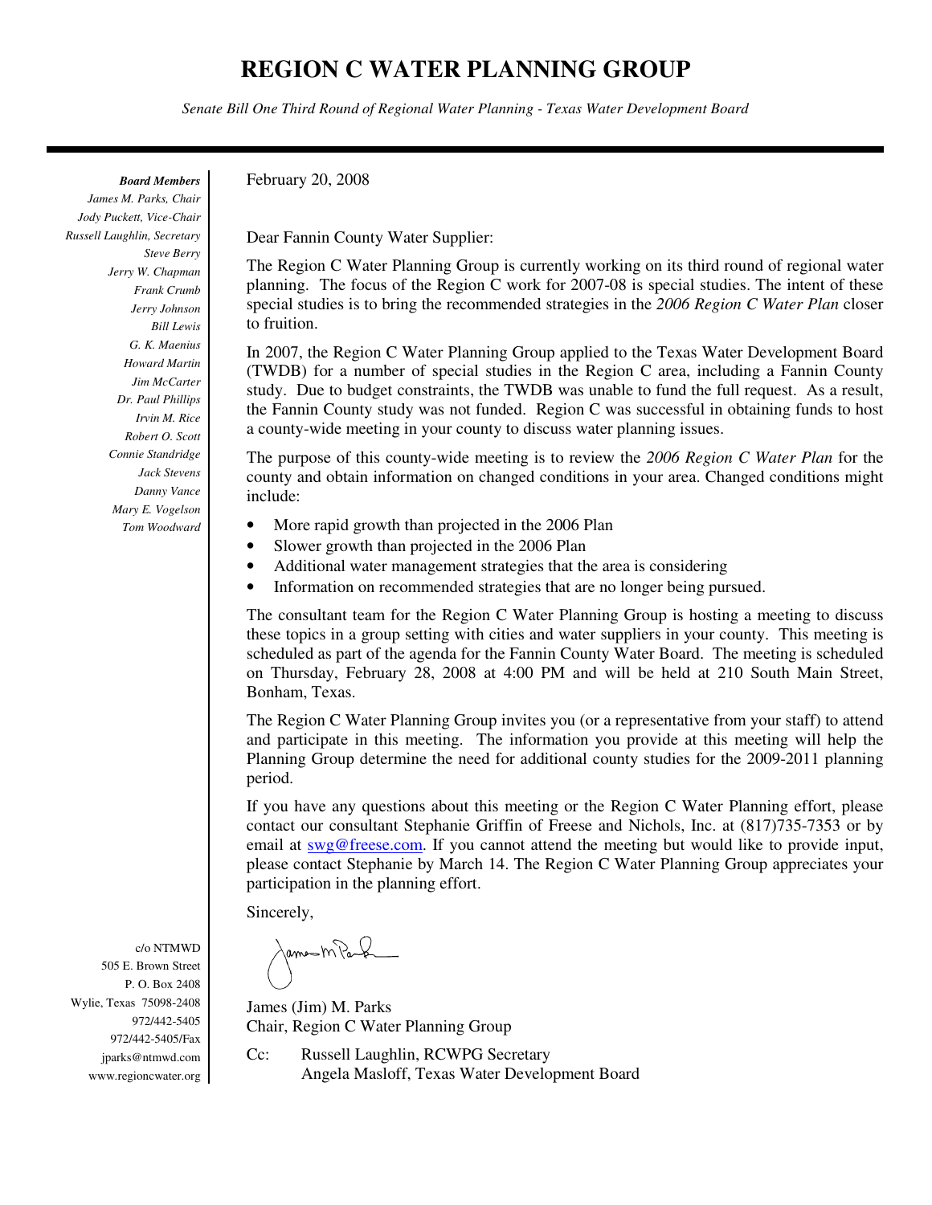# REGION C WATER PLANNING GROUP

*Senate Bill One Third Round of Regional Water Planning - Texas Water Development Board*

***Board Members***
*James M. Parks, Chair*
*Jody Puckett, Vice-Chair*
*Russell Laughlin, Secretary*
*Steve Berry*
*Jerry W. Chapman*
*Frank Crumb*
*Jerry Johnson*
*Bill Lewis*
*G. K. Maenius*
*Howard Martin*
*Jim McCarter*
*Dr. Paul Phillips*
*Irvin M. Rice*
*Robert O. Scott*
*Connie Standridge*
*Jack Stevens*
*Danny Vance*
*Mary E. Vogelson*
*Tom Woodward*

February 20, 2008

Dear Fannin County Water Supplier:

The Region C Water Planning Group is currently working on its third round of regional water planning. The focus of the Region C work for 2007-08 is special studies. The intent of these special studies is to bring the recommended strategies in the *2006 Region C Water Plan* closer to fruition.

In 2007, the Region C Water Planning Group applied to the Texas Water Development Board (TWDB) for a number of special studies in the Region C area, including a Fannin County study. Due to budget constraints, the TWDB was unable to fund the full request. As a result, the Fannin County study was not funded. Region C was successful in obtaining funds to host a county-wide meeting in your county to discuss water planning issues.

The purpose of this county-wide meeting is to review the *2006 Region C Water Plan* for the county and obtain information on changed conditions in your area. Changed conditions might include:

- More rapid growth than projected in the 2006 Plan
- Slower growth than projected in the 2006 Plan
- Additional water management strategies that the area is considering
- Information on recommended strategies that are no longer being pursued.

The consultant team for the Region C Water Planning Group is hosting a meeting to discuss these topics in a group setting with cities and water suppliers in your county. This meeting is scheduled as part of the agenda for the Fannin County Water Board. The meeting is scheduled on Thursday, February 28, 2008 at 4:00 PM and will be held at 210 South Main Street, Bonham, Texas.

The Region C Water Planning Group invites you (or a representative from your staff) to attend and participate in this meeting. The information you provide at this meeting will help the Planning Group determine the need for additional county studies for the 2009-2011 planning period.

If you have any questions about this meeting or the Region C Water Planning effort, please contact our consultant Stephanie Griffin of Freese and Nichols, Inc. at (817)735-7353 or by email at swg@freese.com. If you cannot attend the meeting but would like to provide input, please contact Stephanie by March 14. The Region C Water Planning Group appreciates your participation in the planning effort.

Sincerely,

James (Jim) M. Parks
Chair, Region C Water Planning Group

Cc: Russell Laughlin, RCWPG Secretary
Angela Masloff, Texas Water Development Board

c/o NTMWD
505 E. Brown Street
P. O. Box 2408
Wylie, Texas 75098-2408
972/442-5405
972/442-5405/Fax
jparks@ntmwd.com
www.regioncwater.org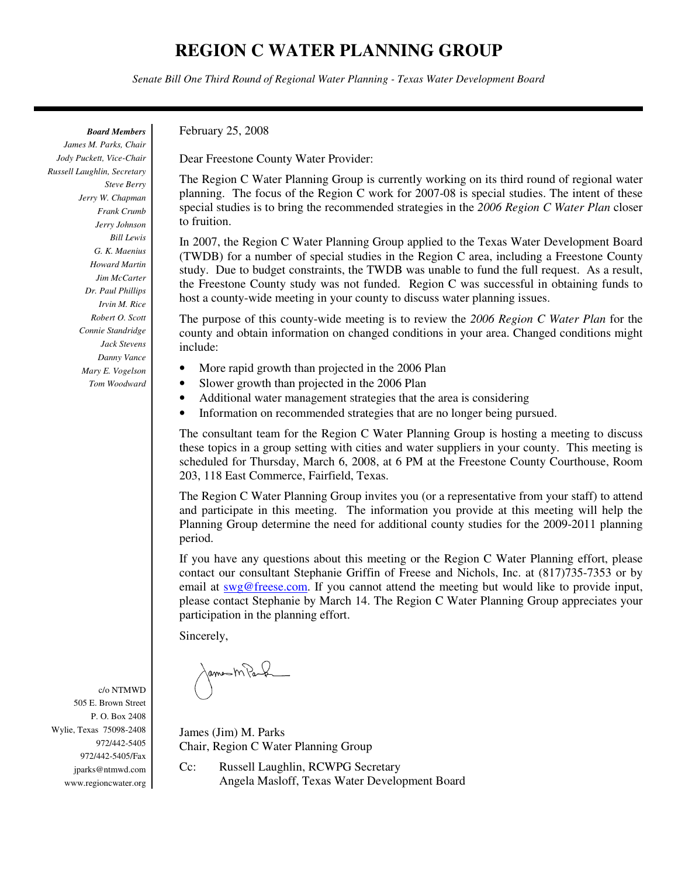# REGION C WATER PLANNING GROUP

*Senate Bill One Third Round of Regional Water Planning - Texas Water Development Board*

***Board Members***
*James M. Parks, Chair*
*Jody Puckett, Vice-Chair*
*Russell Laughlin, Secretary*
*Steve Berry*
*Jerry W. Chapman*
*Frank Crumb*
*Jerry Johnson*
*Bill Lewis*
*G. K. Maenius*
*Howard Martin*
*Jim McCarter*
*Dr. Paul Phillips*
*Irvin M. Rice*
*Robert O. Scott*
*Connie Standridge*
*Jack Stevens*
*Danny Vance*
*Mary E. Vogelson*
*Tom Woodward*

c/o NTMWD
505 E. Brown Street
P. O. Box 2408
Wylie, Texas 75098-2408
972/442-5405
972/442-5405/Fax
jparks@ntmwd.com
www.regioncwater.org

February 25, 2008

Dear Freestone County Water Provider:

The Region C Water Planning Group is currently working on its third round of regional water planning. The focus of the Region C work for 2007-08 is special studies. The intent of these special studies is to bring the recommended strategies in the *2006 Region C Water Plan* closer to fruition.

In 2007, the Region C Water Planning Group applied to the Texas Water Development Board (TWDB) for a number of special studies in the Region C area, including a Freestone County study. Due to budget constraints, the TWDB was unable to fund the full request. As a result, the Freestone County study was not funded. Region C was successful in obtaining funds to host a county-wide meeting in your county to discuss water planning issues.

The purpose of this county-wide meeting is to review the *2006 Region C Water Plan* for the county and obtain information on changed conditions in your area. Changed conditions might include:

- More rapid growth than projected in the 2006 Plan
- Slower growth than projected in the 2006 Plan
- Additional water management strategies that the area is considering
- Information on recommended strategies that are no longer being pursued.

The consultant team for the Region C Water Planning Group is hosting a meeting to discuss these topics in a group setting with cities and water suppliers in your county. This meeting is scheduled for Thursday, March 6, 2008, at 6 PM at the Freestone County Courthouse, Room 203, 118 East Commerce, Fairfield, Texas.

The Region C Water Planning Group invites you (or a representative from your staff) to attend and participate in this meeting. The information you provide at this meeting will help the Planning Group determine the need for additional county studies for the 2009-2011 planning period.

If you have any questions about this meeting or the Region C Water Planning effort, please contact our consultant Stephanie Griffin of Freese and Nichols, Inc. at (817)735-7353 or by email at swg@freese.com. If you cannot attend the meeting but would like to provide input, please contact Stephanie by March 14. The Region C Water Planning Group appreciates your participation in the planning effort.

Sincerely,

James (Jim) M. Parks
Chair, Region C Water Planning Group

Cc: Russell Laughlin, RCWPG Secretary
Angela Masloff, Texas Water Development Board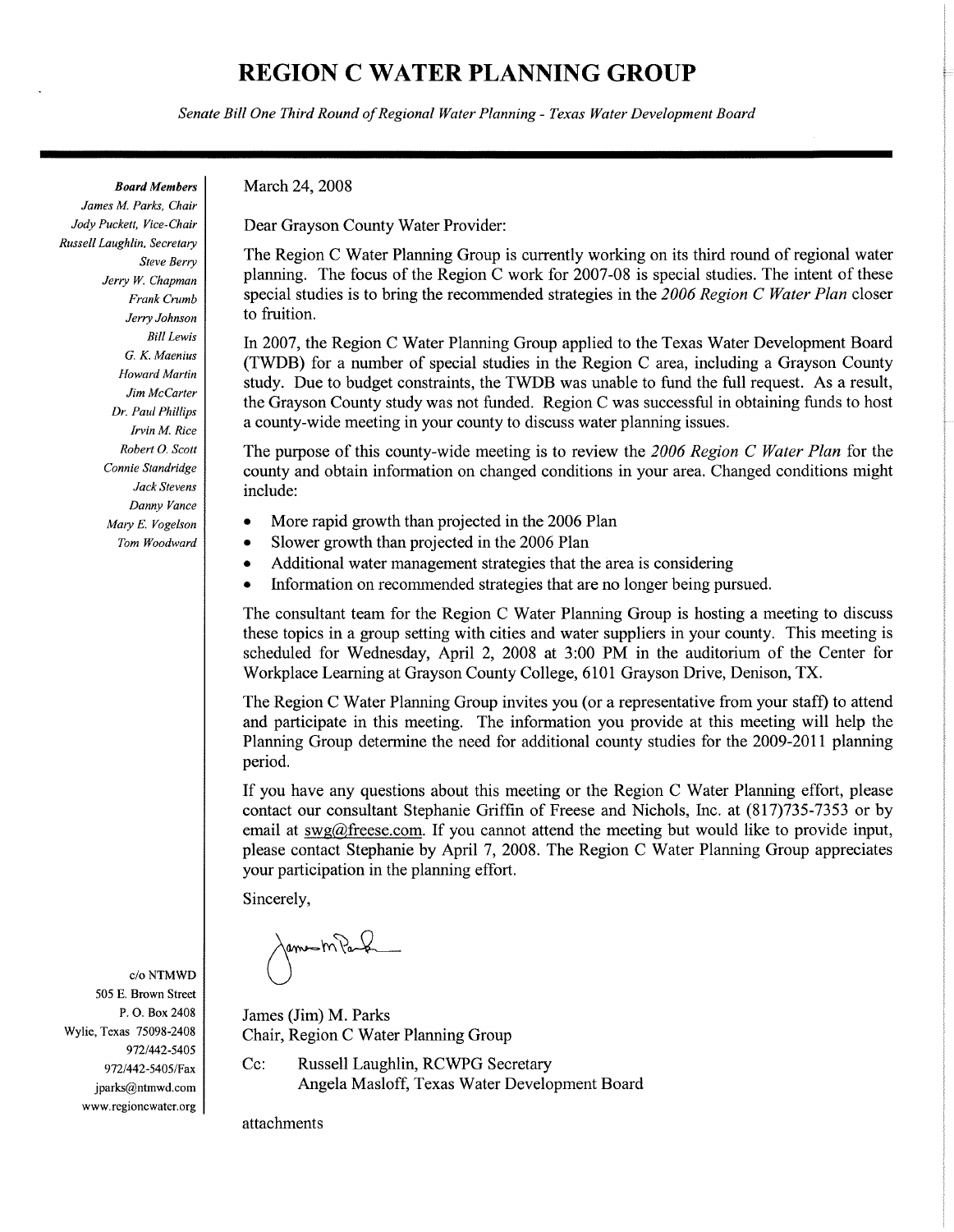# REGION C WATER PLANNING GROUP

*Senate Bill One Third Round of Regional Water Planning - Texas Water Development Board*

***Board Members***
*James M. Parks, Chair*
*Jody Puckett, Vice-Chair*
*Russell Laughlin, Secretary*
*Steve Berry*
*Jerry W. Chapman*
*Frank Crumb*
*Jerry Johnson*
*Bill Lewis*
*G. K. Maenius*
*Howard Martin*
*Jim McCarter*
*Dr. Paul Phillips*
*Irvin M. Rice*
*Robert O. Scott*
*Connie Standridge*
*Jack Stevens*
*Danny Vance*
*Mary E. Vogelson*
*Tom Woodward*

March 24, 2008

Dear Grayson County Water Provider:

The Region C Water Planning Group is currently working on its third round of regional water planning. The focus of the Region C work for 2007-08 is special studies. The intent of these special studies is to bring the recommended strategies in the *2006 Region C Water Plan* closer to fruition.

In 2007, the Region C Water Planning Group applied to the Texas Water Development Board (TWDB) for a number of special studies in the Region C area, including a Grayson County study. Due to budget constraints, the TWDB was unable to fund the full request. As a result, the Grayson County study was not funded. Region C was successful in obtaining funds to host a county-wide meeting in your county to discuss water planning issues.

The purpose of this county-wide meeting is to review the *2006 Region C Water Plan* for the county and obtain information on changed conditions in your area. Changed conditions might include:

- More rapid growth than projected in the 2006 Plan
- Slower growth than projected in the 2006 Plan
- Additional water management strategies that the area is considering
- Information on recommended strategies that are no longer being pursued.

The consultant team for the Region C Water Planning Group is hosting a meeting to discuss these topics in a group setting with cities and water suppliers in your county. This meeting is scheduled for Wednesday, April 2, 2008 at 3:00 PM in the auditorium of the Center for Workplace Learning at Grayson County College, 6101 Grayson Drive, Denison, TX.

The Region C Water Planning Group invites you (or a representative from your staff) to attend and participate in this meeting. The information you provide at this meeting will help the Planning Group determine the need for additional county studies for the 2009-2011 planning period.

If you have any questions about this meeting or the Region C Water Planning effort, please contact our consultant Stephanie Griffin of Freese and Nichols, Inc. at (817)735-7353 or by email at swg@freese.com. If you cannot attend the meeting but would like to provide input, please contact Stephanie by April 7, 2008. The Region C Water Planning Group appreciates your participation in the planning effort.

Sincerely,

James (Jim) M. Parks
Chair, Region C Water Planning Group

Cc: Russell Laughlin, RCWPG Secretary
Angela Masloff, Texas Water Development Board

attachments

c/o NTMWD
505 E. Brown Street
P. O. Box 2408
Wylie, Texas 75098-2408
972/442-5405
972/442-5405/Fax
jparks@ntmwd.com
www.regioncwater.org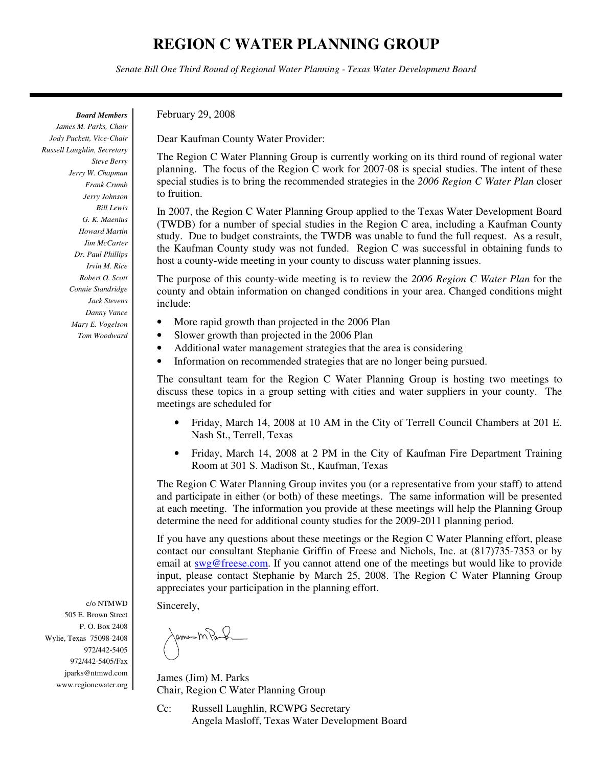# REGION C WATER PLANNING GROUP

*Senate Bill One Third Round of Regional Water Planning - Texas Water Development Board*

***Board Members***
*James M. Parks, Chair*
*Jody Puckett, Vice-Chair*
*Russell Laughlin, Secretary*
*Steve Berry*
*Jerry W. Chapman*
*Frank Crumb*
*Jerry Johnson*
*Bill Lewis*
*G. K. Maenius*
*Howard Martin*
*Jim McCarter*
*Dr. Paul Phillips*
*Irvin M. Rice*
*Robert O. Scott*
*Connie Standridge*
*Jack Stevens*
*Danny Vance*
*Mary E. Vogelson*
*Tom Woodward*

February 29, 2008

Dear Kaufman County Water Provider:

The Region C Water Planning Group is currently working on its third round of regional water planning. The focus of the Region C work for 2007-08 is special studies. The intent of these special studies is to bring the recommended strategies in the *2006 Region C Water Plan* closer to fruition.

In 2007, the Region C Water Planning Group applied to the Texas Water Development Board (TWDB) for a number of special studies in the Region C area, including a Kaufman County study. Due to budget constraints, the TWDB was unable to fund the full request. As a result, the Kaufman County study was not funded. Region C was successful in obtaining funds to host a county-wide meeting in your county to discuss water planning issues.

The purpose of this county-wide meeting is to review the *2006 Region C Water Plan* for the county and obtain information on changed conditions in your area. Changed conditions might include:

- More rapid growth than projected in the 2006 Plan
- Slower growth than projected in the 2006 Plan
- Additional water management strategies that the area is considering
- Information on recommended strategies that are no longer being pursued.

The consultant team for the Region C Water Planning Group is hosting two meetings to discuss these topics in a group setting with cities and water suppliers in your county. The meetings are scheduled for

- Friday, March 14, 2008 at 10 AM in the City of Terrell Council Chambers at 201 E. Nash St., Terrell, Texas
- Friday, March 14, 2008 at 2 PM in the City of Kaufman Fire Department Training Room at 301 S. Madison St., Kaufman, Texas

The Region C Water Planning Group invites you (or a representative from your staff) to attend and participate in either (or both) of these meetings. The same information will be presented at each meeting. The information you provide at these meetings will help the Planning Group determine the need for additional county studies for the 2009-2011 planning period.

If you have any questions about these meetings or the Region C Water Planning effort, please contact our consultant Stephanie Griffin of Freese and Nichols, Inc. at (817)735-7353 or by email at swg@freese.com. If you cannot attend one of the meetings but would like to provide input, please contact Stephanie by March 25, 2008. The Region C Water Planning Group appreciates your participation in the planning effort.

Sincerely,

James (Jim) M. Parks
Chair, Region C Water Planning Group

Cc: Russell Laughlin, RCWPG Secretary
Angela Masloff, Texas Water Development Board

c/o NTMWD
505 E. Brown Street
P. O. Box 2408
Wylie, Texas 75098-2408
972/442-5405
972/442-5405/Fax
jparks@ntmwd.com
www.regioncwater.org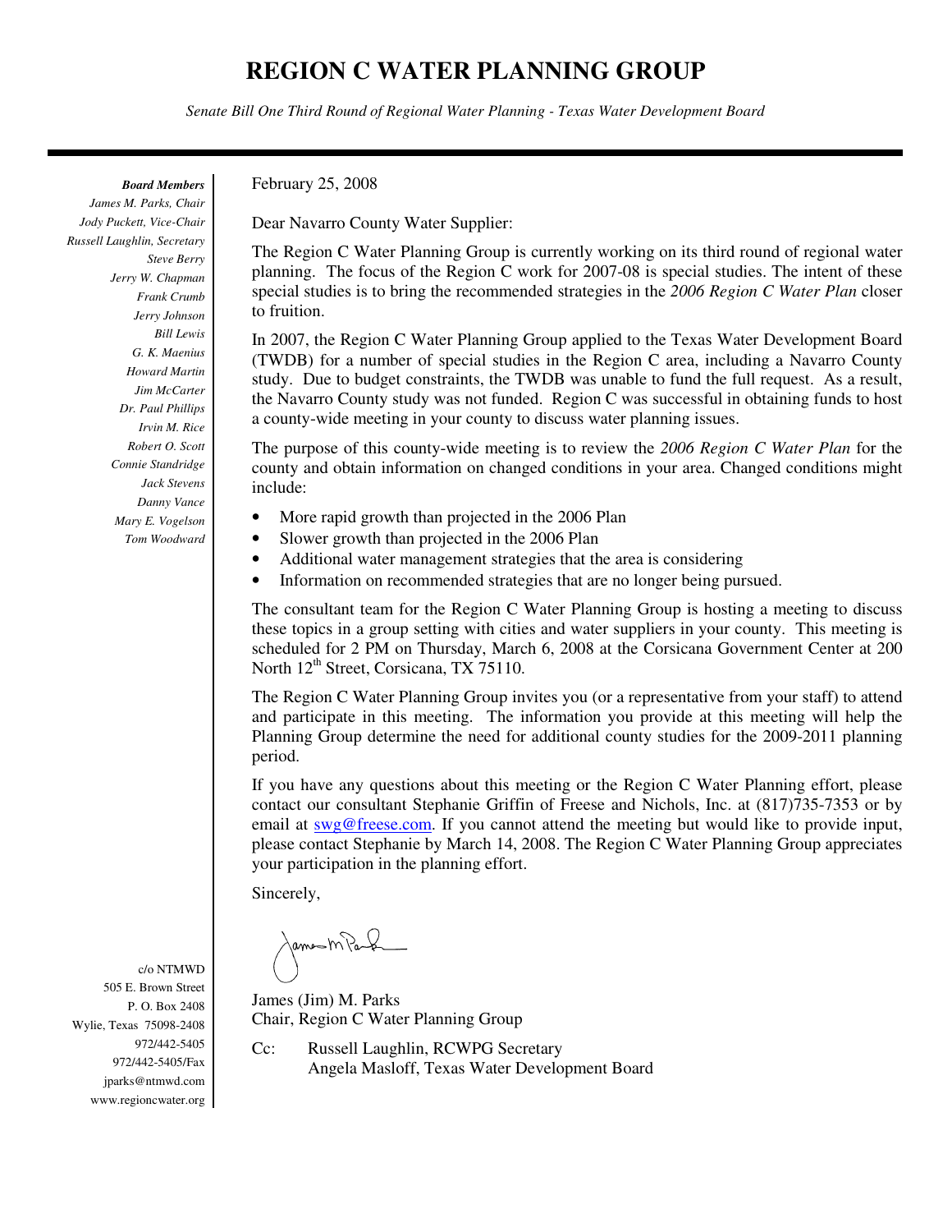# REGION C WATER PLANNING GROUP

*Senate Bill One Third Round of Regional Water Planning - Texas Water Development Board*

***Board Members***
*James M. Parks, Chair*
*Jody Puckett, Vice-Chair*
*Russell Laughlin, Secretary*
*Steve Berry*
*Jerry W. Chapman*
*Frank Crumb*
*Jerry Johnson*
*Bill Lewis*
*G. K. Maenius*
*Howard Martin*
*Jim McCarter*
*Dr. Paul Phillips*
*Irvin M. Rice*
*Robert O. Scott*
*Connie Standridge*
*Jack Stevens*
*Danny Vance*
*Mary E. Vogelson*
*Tom Woodward*

February 25, 2008

Dear Navarro County Water Supplier:

The Region C Water Planning Group is currently working on its third round of regional water planning. The focus of the Region C work for 2007-08 is special studies. The intent of these special studies is to bring the recommended strategies in the *2006 Region C Water Plan* closer to fruition.

In 2007, the Region C Water Planning Group applied to the Texas Water Development Board (TWDB) for a number of special studies in the Region C area, including a Navarro County study. Due to budget constraints, the TWDB was unable to fund the full request. As a result, the Navarro County study was not funded. Region C was successful in obtaining funds to host a county-wide meeting in your county to discuss water planning issues.

The purpose of this county-wide meeting is to review the *2006 Region C Water Plan* for the county and obtain information on changed conditions in your area. Changed conditions might include:

- More rapid growth than projected in the 2006 Plan
- Slower growth than projected in the 2006 Plan
- Additional water management strategies that the area is considering
- Information on recommended strategies that are no longer being pursued.

The consultant team for the Region C Water Planning Group is hosting a meeting to discuss these topics in a group setting with cities and water suppliers in your county. This meeting is scheduled for 2 PM on Thursday, March 6, 2008 at the Corsicana Government Center at 200 North 12th Street, Corsicana, TX 75110.

The Region C Water Planning Group invites you (or a representative from your staff) to attend and participate in this meeting. The information you provide at this meeting will help the Planning Group determine the need for additional county studies for the 2009-2011 planning period.

If you have any questions about this meeting or the Region C Water Planning effort, please contact our consultant Stephanie Griffin of Freese and Nichols, Inc. at (817)735-7353 or by email at swg@freese.com. If you cannot attend the meeting but would like to provide input, please contact Stephanie by March 14, 2008. The Region C Water Planning Group appreciates your participation in the planning effort.

Sincerely,

James (Jim) M. Parks
Chair, Region C Water Planning Group

Cc: Russell Laughlin, RCWPG Secretary
Angela Masloff, Texas Water Development Board

c/o NTMWD
505 E. Brown Street
P. O. Box 2408
Wylie, Texas 75098-2408
972/442-5405
972/442-5405/Fax
jparks@ntmwd.com
www.regioncwater.org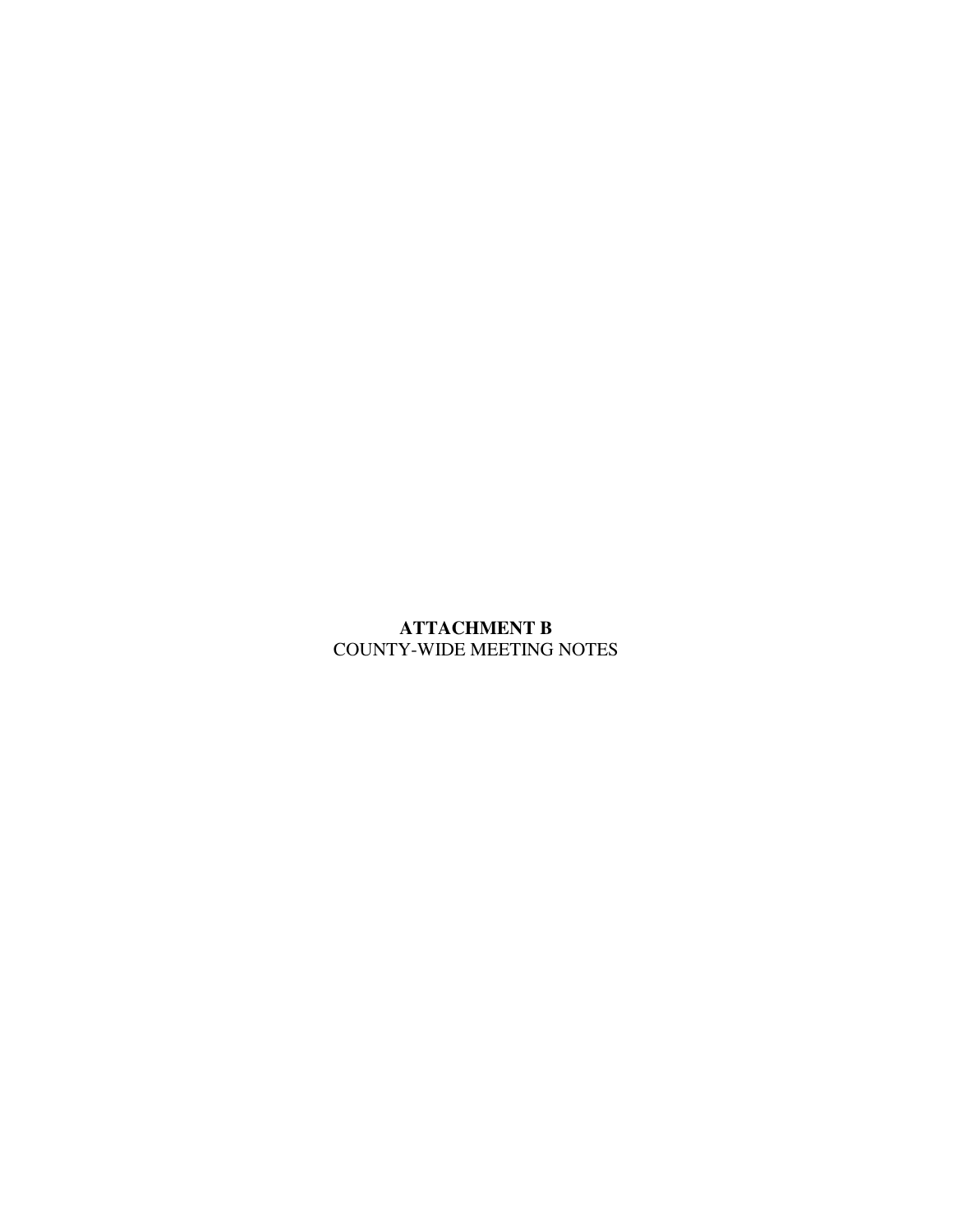**ATTACHMENT B**

COUNTY-WIDE MEETING NOTES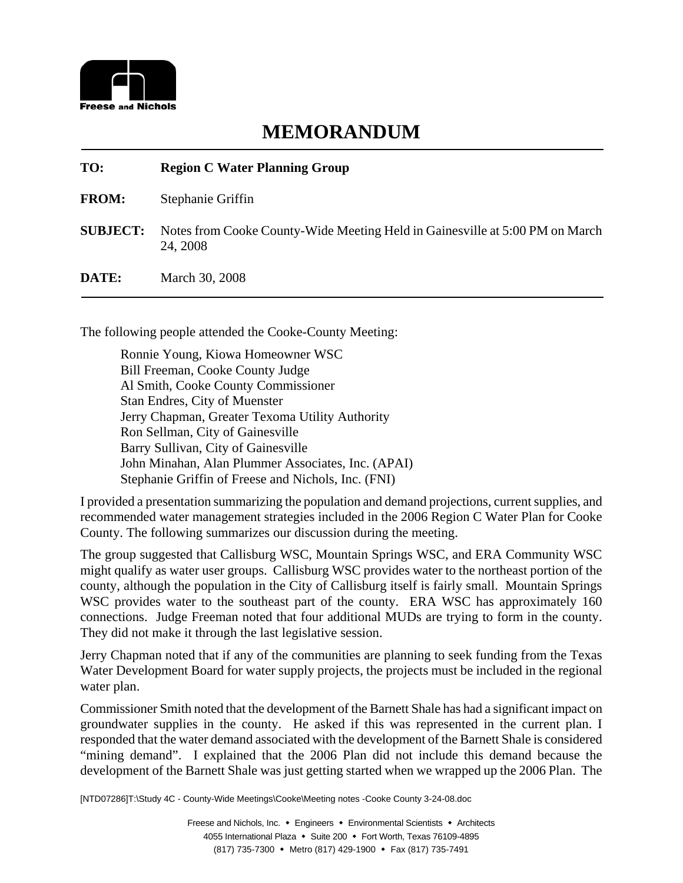# MEMORANDUM

**TO:** **Region C Water Planning Group**

**FROM:** Stephanie Griffin

**SUBJECT:** Notes from Cooke County-Wide Meeting Held in Gainesville at 5:00 PM on March 24, 2008

**DATE:** March 30, 2008

---

The following people attended the Cooke-County Meeting:

Ronnie Young, Kiowa Homeowner WSC
Bill Freeman, Cooke County Judge
Al Smith, Cooke County Commissioner
Stan Endres, City of Muenster
Jerry Chapman, Greater Texoma Utility Authority
Ron Sellman, City of Gainesville
Barry Sullivan, City of Gainesville
John Minahan, Alan Plummer Associates, Inc. (APAI)
Stephanie Griffin of Freese and Nichols, Inc. (FNI)

I provided a presentation summarizing the population and demand projections, current supplies, and recommended water management strategies included in the 2006 Region C Water Plan for Cooke County. The following summarizes our discussion during the meeting.

The group suggested that Callisburg WSC, Mountain Springs WSC, and ERA Community WSC might qualify as water user groups. Callisburg WSC provides water to the northeast portion of the county, although the population in the City of Callisburg itself is fairly small. Mountain Springs WSC provides water to the southeast part of the county. ERA WSC has approximately 160 connections. Judge Freeman noted that four additional MUDs are trying to form in the county. They did not make it through the last legislative session.

Jerry Chapman noted that if any of the communities are planning to seek funding from the Texas Water Development Board for water supply projects, the projects must be included in the regional water plan.

Commissioner Smith noted that the development of the Barnett Shale has had a significant impact on groundwater supplies in the county. He asked if this was represented in the current plan. I responded that the water demand associated with the development of the Barnett Shale is considered "mining demand". I explained that the 2006 Plan did not include this demand because the development of the Barnett Shale was just getting started when we wrapped up the 2006 Plan. The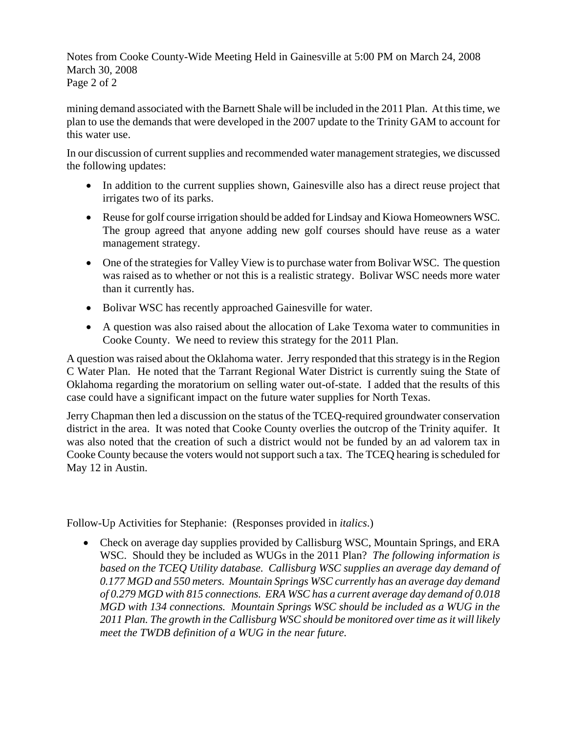mining demand associated with the Barnett Shale will be included in the 2011 Plan. At this time, we plan to use the demands that were developed in the 2007 update to the Trinity GAM to account for this water use.

In our discussion of current supplies and recommended water management strategies, we discussed the following updates:

- In addition to the current supplies shown, Gainesville also has a direct reuse project that irrigates two of its parks.
- Reuse for golf course irrigation should be added for Lindsay and Kiowa Homeowners WSC. The group agreed that anyone adding new golf courses should have reuse as a water management strategy.
- One of the strategies for Valley View is to purchase water from Bolivar WSC. The question was raised as to whether or not this is a realistic strategy. Bolivar WSC needs more water than it currently has.
- Bolivar WSC has recently approached Gainesville for water.
- A question was also raised about the allocation of Lake Texoma water to communities in Cooke County. We need to review this strategy for the 2011 Plan.

A question was raised about the Oklahoma water. Jerry responded that this strategy is in the Region C Water Plan. He noted that the Tarrant Regional Water District is currently suing the State of Oklahoma regarding the moratorium on selling water out-of-state. I added that the results of this case could have a significant impact on the future water supplies for North Texas.

Jerry Chapman then led a discussion on the status of the TCEQ-required groundwater conservation district in the area. It was noted that Cooke County overlies the outcrop of the Trinity aquifer. It was also noted that the creation of such a district would not be funded by an ad valorem tax in Cooke County because the voters would not support such a tax. The TCEQ hearing is scheduled for May 12 in Austin.

Follow-Up Activities for Stephanie: (Responses provided in *italics*.)

- Check on average day supplies provided by Callisburg WSC, Mountain Springs, and ERA WSC. Should they be included as WUGs in the 2011 Plan? *The following information is based on the TCEQ Utility database. Callisburg WSC supplies an average day demand of 0.177 MGD and 550 meters. Mountain Springs WSC currently has an average day demand of 0.279 MGD with 815 connections. ERA WSC has a current average day demand of 0.018 MGD with 134 connections. Mountain Springs WSC should be included as a WUG in the 2011 Plan. The growth in the Callisburg WSC should be monitored over time as it will likely meet the TWDB definition of a WUG in the near future.*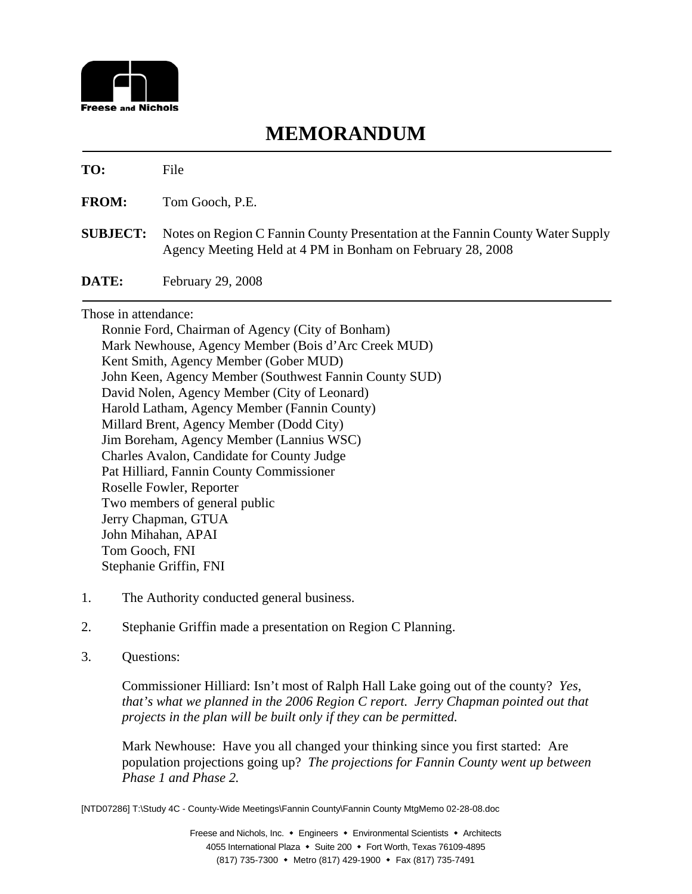Freese and Nichols

# MEMORANDUM

**TO:** File

**FROM:** Tom Gooch, P.E.

**SUBJECT:** Notes on Region C Fannin County Presentation at the Fannin County Water Supply Agency Meeting Held at 4 PM in Bonham on February 28, 2008

**DATE:** February 29, 2008

---

Those in attendance:

- Ronnie Ford, Chairman of Agency (City of Bonham)
- Mark Newhouse, Agency Member (Bois d'Arc Creek MUD)
- Kent Smith, Agency Member (Gober MUD)
- John Keen, Agency Member (Southwest Fannin County SUD)
- David Nolen, Agency Member (City of Leonard)
- Harold Latham, Agency Member (Fannin County)
- Millard Brent, Agency Member (Dodd City)
- Jim Boreham, Agency Member (Lannius WSC)
- Charles Avalon, Candidate for County Judge
- Pat Hilliard, Fannin County Commissioner
- Roselle Fowler, Reporter
- Two members of general public
- Jerry Chapman, GTUA
- John Mihahan, APAI
- Tom Gooch, FNI
- Stephanie Griffin, FNI

1. The Authority conducted general business.

2. Stephanie Griffin made a presentation on Region C Planning.

3. Questions:

   Commissioner Hilliard: Isn't most of Ralph Hall Lake going out of the county? *Yes, that's what we planned in the 2006 Region C report. Jerry Chapman pointed out that projects in the plan will be built only if they can be permitted.*

   Mark Newhouse: Have you all changed your thinking since you first started: Are population projections going up? *The projections for Fannin County went up between Phase 1 and Phase 2.*

[NTD07286] T:\Study 4C - County-Wide Meetings\Fannin County\Fannin County MtgMemo 02-28-08.doc

Freese and Nichols, Inc. • Engineers • Environmental Scientists • Architects
4055 International Plaza • Suite 200 • Fort Worth, Texas 76109-4895
(817) 735-7300 • Metro (817) 429-1900 • Fax (817) 735-7491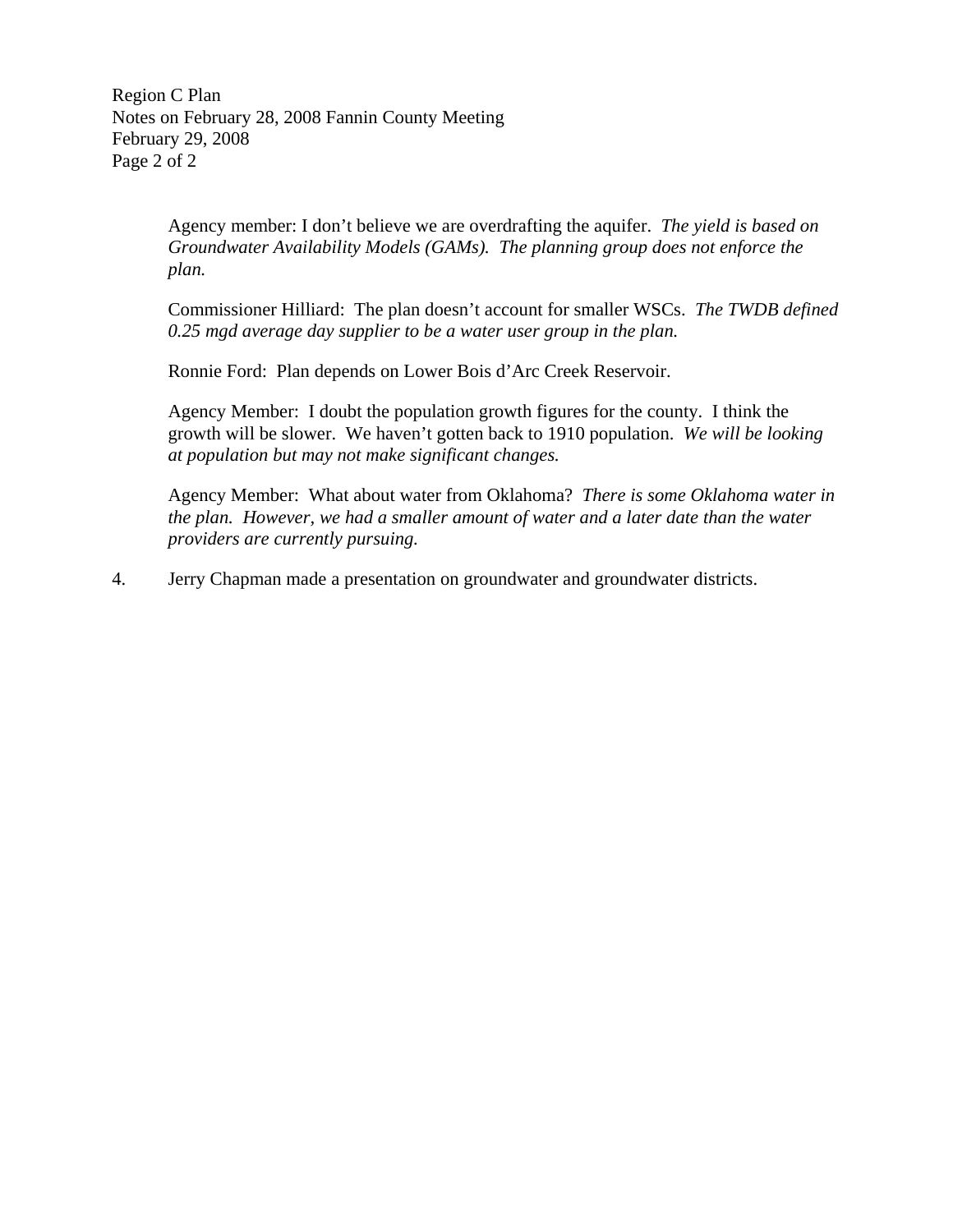Agency member: I don't believe we are overdrafting the aquifer. *The yield is based on Groundwater Availability Models (GAMs). The planning group does not enforce the plan.*

Commissioner Hilliard: The plan doesn't account for smaller WSCs. *The TWDB defined 0.25 mgd average day supplier to be a water user group in the plan.*

Ronnie Ford: Plan depends on Lower Bois d'Arc Creek Reservoir.

Agency Member: I doubt the population growth figures for the county. I think the growth will be slower. We haven't gotten back to 1910 population. *We will be looking at population but may not make significant changes.*

Agency Member: What about water from Oklahoma? *There is some Oklahoma water in the plan. However, we had a smaller amount of water and a later date than the water providers are currently pursuing.*

4. Jerry Chapman made a presentation on groundwater and groundwater districts.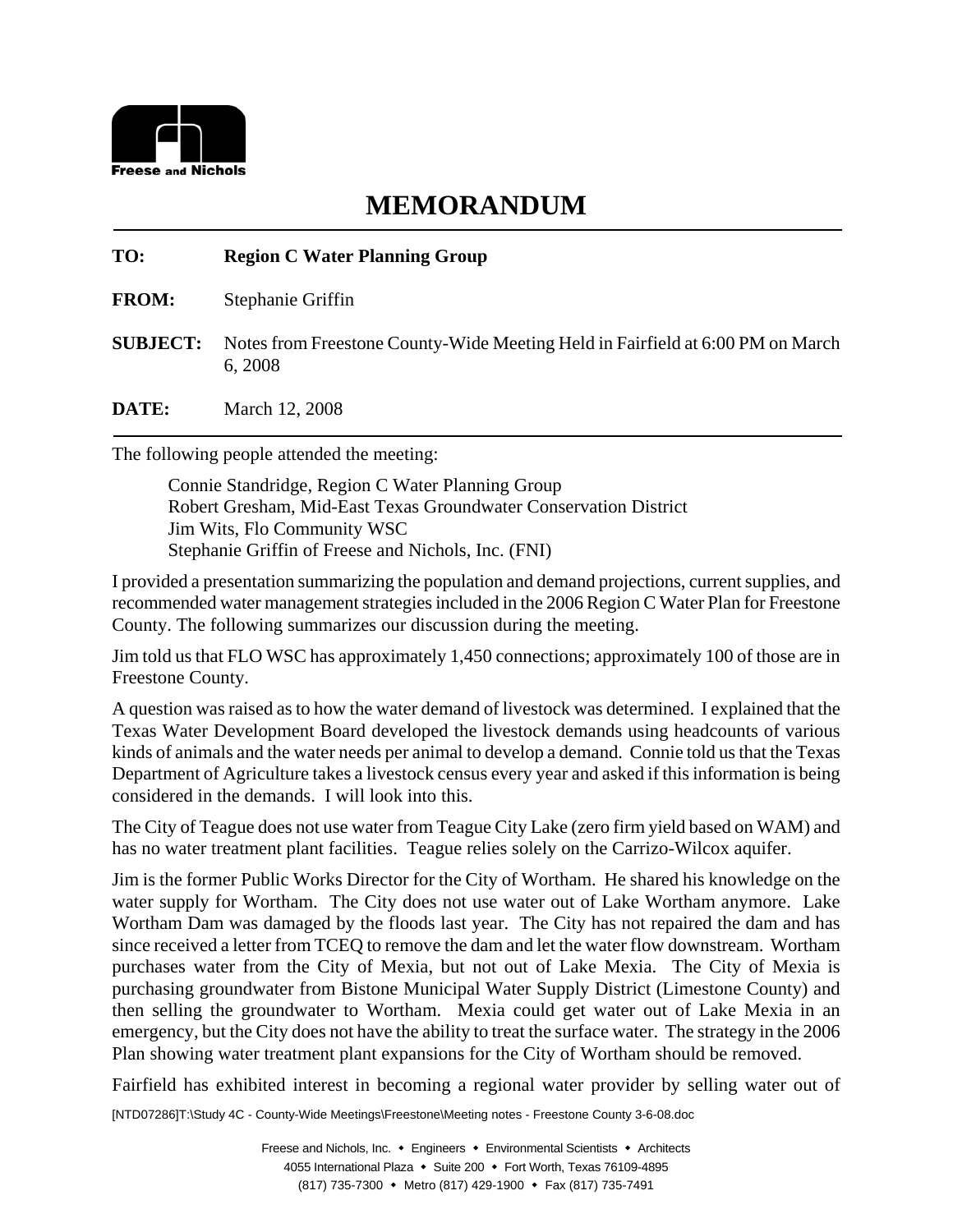**Freese and Nichols**

# MEMORANDUM

**TO:** **Region C Water Planning Group**

**FROM:** Stephanie Griffin

**SUBJECT:** Notes from Freestone County-Wide Meeting Held in Fairfield at 6:00 PM on March 6, 2008

**DATE:** March 12, 2008

The following people attended the meeting:

Connie Standridge, Region C Water Planning Group
Robert Gresham, Mid-East Texas Groundwater Conservation District
Jim Wits, Flo Community WSC
Stephanie Griffin of Freese and Nichols, Inc. (FNI)

I provided a presentation summarizing the population and demand projections, current supplies, and recommended water management strategies included in the 2006 Region C Water Plan for Freestone County. The following summarizes our discussion during the meeting.

Jim told us that FLO WSC has approximately 1,450 connections; approximately 100 of those are in Freestone County.

A question was raised as to how the water demand of livestock was determined. I explained that the Texas Water Development Board developed the livestock demands using headcounts of various kinds of animals and the water needs per animal to develop a demand. Connie told us that the Texas Department of Agriculture takes a livestock census every year and asked if this information is being considered in the demands. I will look into this.

The City of Teague does not use water from Teague City Lake (zero firm yield based on WAM) and has no water treatment plant facilities. Teague relies solely on the Carrizo-Wilcox aquifer.

Jim is the former Public Works Director for the City of Wortham. He shared his knowledge on the water supply for Wortham. The City does not use water out of Lake Wortham anymore. Lake Wortham Dam was damaged by the floods last year. The City has not repaired the dam and has since received a letter from TCEQ to remove the dam and let the water flow downstream. Wortham purchases water from the City of Mexia, but not out of Lake Mexia. The City of Mexia is purchasing groundwater from Bistone Municipal Water Supply District (Limestone County) and then selling the groundwater to Wortham. Mexia could get water out of Lake Mexia in an emergency, but the City does not have the ability to treat the surface water. The strategy in the 2006 Plan showing water treatment plant expansions for the City of Wortham should be removed.

Fairfield has exhibited interest in becoming a regional water provider by selling water out of

[NTD07286]T:\Study 4C - County-Wide Meetings\Freestone\Meeting notes - Freestone County 3-6-08.doc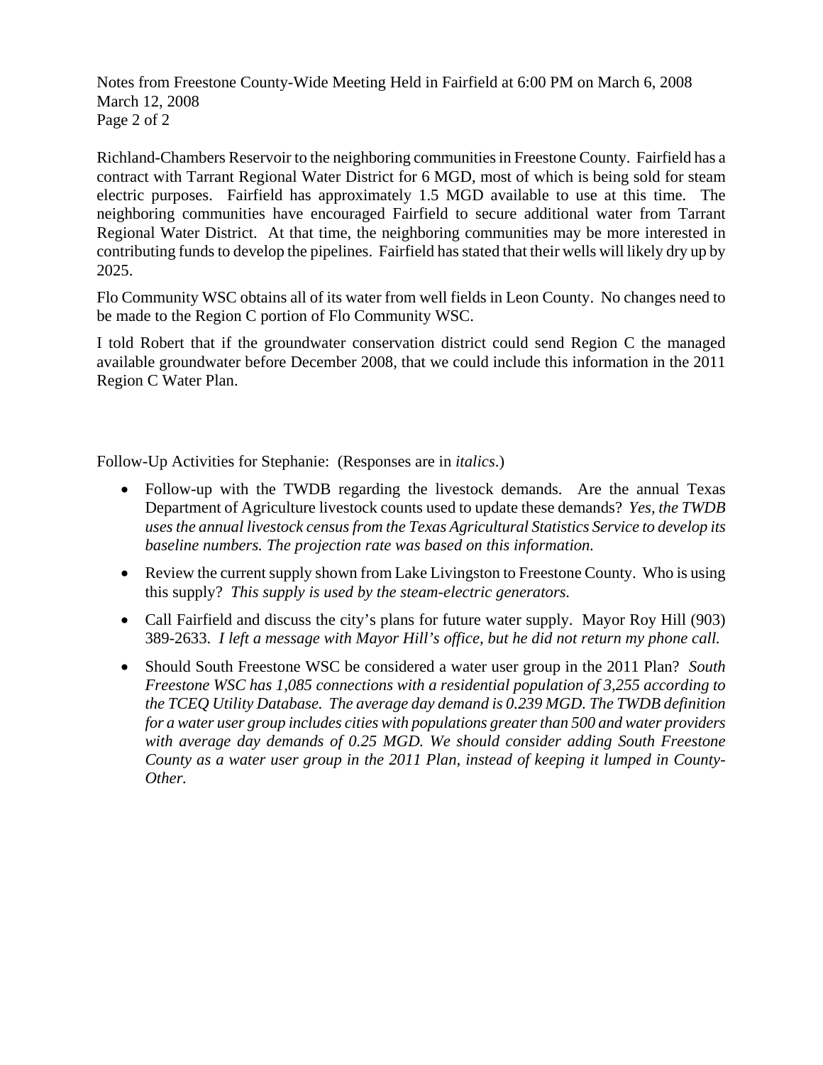Richland-Chambers Reservoir to the neighboring communities in Freestone County. Fairfield has a contract with Tarrant Regional Water District for 6 MGD, most of which is being sold for steam electric purposes. Fairfield has approximately 1.5 MGD available to use at this time. The neighboring communities have encouraged Fairfield to secure additional water from Tarrant Regional Water District. At that time, the neighboring communities may be more interested in contributing funds to develop the pipelines. Fairfield has stated that their wells will likely dry up by 2025.

Flo Community WSC obtains all of its water from well fields in Leon County. No changes need to be made to the Region C portion of Flo Community WSC.

I told Robert that if the groundwater conservation district could send Region C the managed available groundwater before December 2008, that we could include this information in the 2011 Region C Water Plan.

Follow-Up Activities for Stephanie: (Responses are in *italics*.)

- Follow-up with the TWDB regarding the livestock demands. Are the annual Texas Department of Agriculture livestock counts used to update these demands? *Yes, the TWDB uses the annual livestock census from the Texas Agricultural Statistics Service to develop its baseline numbers. The projection rate was based on this information.*
- Review the current supply shown from Lake Livingston to Freestone County. Who is using this supply? *This supply is used by the steam-electric generators.*
- Call Fairfield and discuss the city's plans for future water supply. Mayor Roy Hill (903) 389-2633. *I left a message with Mayor Hill's office, but he did not return my phone call.*
- Should South Freestone WSC be considered a water user group in the 2011 Plan? *South Freestone WSC has 1,085 connections with a residential population of 3,255 according to the TCEQ Utility Database. The average day demand is 0.239 MGD. The TWDB definition for a water user group includes cities with populations greater than 500 and water providers with average day demands of 0.25 MGD. We should consider adding South Freestone County as a water user group in the 2011 Plan, instead of keeping it lumped in County-Other.*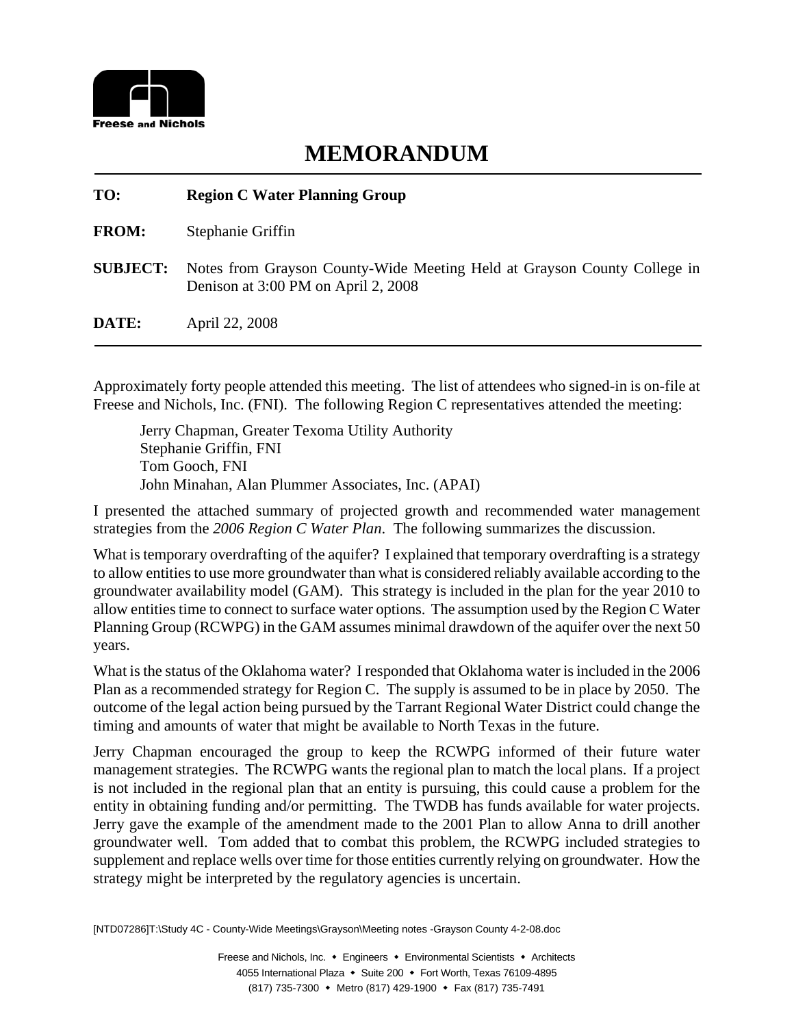**Freese and Nichols**

# MEMORANDUM

**TO:** **Region C Water Planning Group**

**FROM:** Stephanie Griffin

**SUBJECT:** Notes from Grayson County-Wide Meeting Held at Grayson County College in Denison at 3:00 PM on April 2, 2008

**DATE:** April 22, 2008

---

Approximately forty people attended this meeting. The list of attendees who signed-in is on-file at Freese and Nichols, Inc. (FNI). The following Region C representatives attended the meeting:

Jerry Chapman, Greater Texoma Utility Authority
Stephanie Griffin, FNI
Tom Gooch, FNI
John Minahan, Alan Plummer Associates, Inc. (APAI)

I presented the attached summary of projected growth and recommended water management strategies from the *2006 Region C Water Plan*. The following summarizes the discussion.

What is temporary overdrafting of the aquifer? I explained that temporary overdrafting is a strategy to allow entities to use more groundwater than what is considered reliably available according to the groundwater availability model (GAM). This strategy is included in the plan for the year 2010 to allow entities time to connect to surface water options. The assumption used by the Region C Water Planning Group (RCWPG) in the GAM assumes minimal drawdown of the aquifer over the next 50 years.

What is the status of the Oklahoma water? I responded that Oklahoma water is included in the 2006 Plan as a recommended strategy for Region C. The supply is assumed to be in place by 2050. The outcome of the legal action being pursued by the Tarrant Regional Water District could change the timing and amounts of water that might be available to North Texas in the future.

Jerry Chapman encouraged the group to keep the RCWPG informed of their future water management strategies. The RCWPG wants the regional plan to match the local plans. If a project is not included in the regional plan that an entity is pursuing, this could cause a problem for the entity in obtaining funding and/or permitting. The TWDB has funds available for water projects. Jerry gave the example of the amendment made to the 2001 Plan to allow Anna to drill another groundwater well. Tom added that to combat this problem, the RCWPG included strategies to supplement and replace wells over time for those entities currently relying on groundwater. How the strategy might be interpreted by the regulatory agencies is uncertain.

[NTD07286]T:\Study 4C - County-Wide Meetings\Grayson\Meeting notes -Grayson County 4-2-08.doc

Freese and Nichols, Inc. ◆ Engineers ◆ Environmental Scientists ◆ Architects
4055 International Plaza ◆ Suite 200 ◆ Fort Worth, Texas 76109-4895
(817) 735-7300 ◆ Metro (817) 429-1900 ◆ Fax (817) 735-7491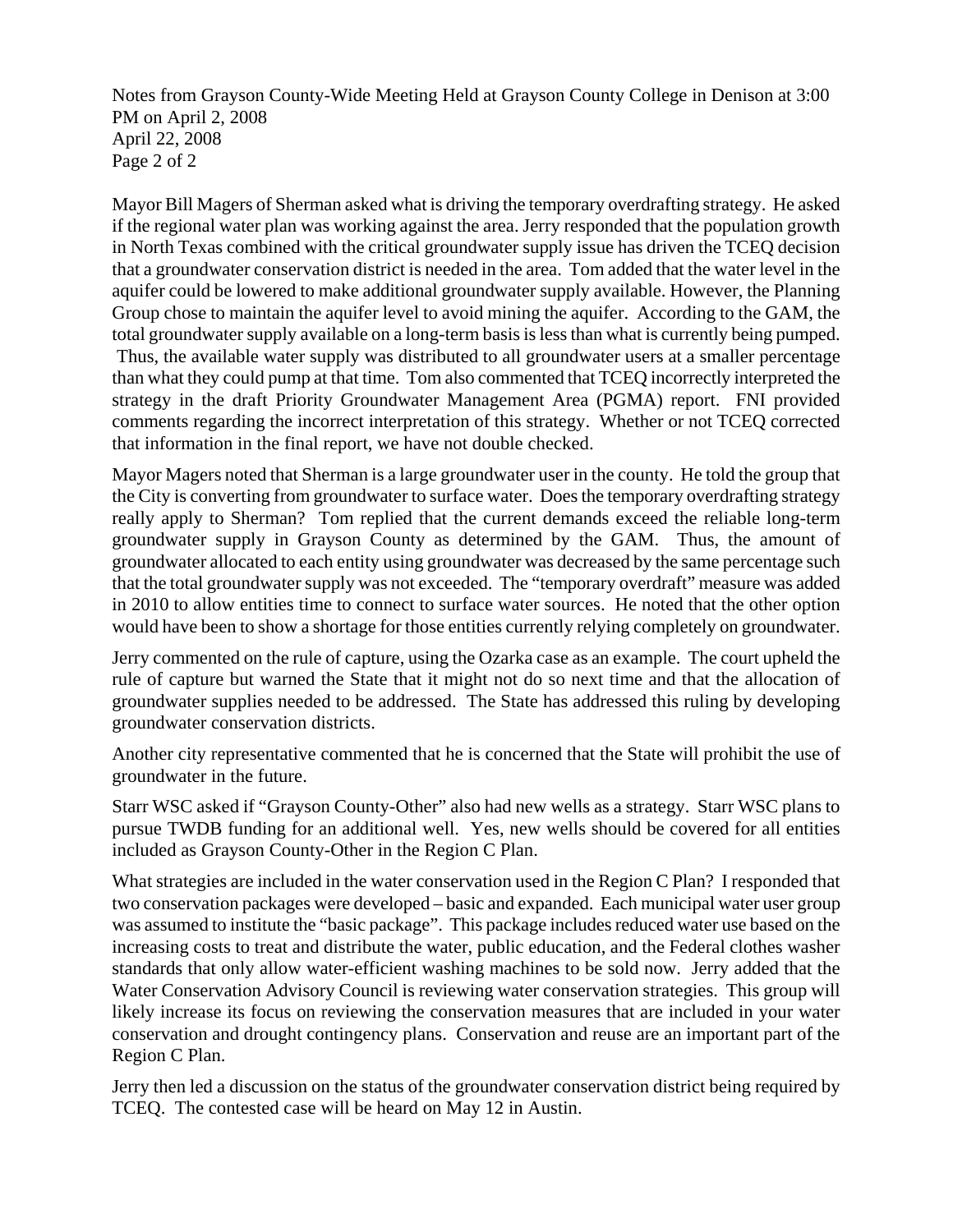Mayor Bill Magers of Sherman asked what is driving the temporary overdrafting strategy. He asked if the regional water plan was working against the area. Jerry responded that the population growth in North Texas combined with the critical groundwater supply issue has driven the TCEQ decision that a groundwater conservation district is needed in the area. Tom added that the water level in the aquifer could be lowered to make additional groundwater supply available. However, the Planning Group chose to maintain the aquifer level to avoid mining the aquifer. According to the GAM, the total groundwater supply available on a long-term basis is less than what is currently being pumped. Thus, the available water supply was distributed to all groundwater users at a smaller percentage than what they could pump at that time. Tom also commented that TCEQ incorrectly interpreted the strategy in the draft Priority Groundwater Management Area (PGMA) report. FNI provided comments regarding the incorrect interpretation of this strategy. Whether or not TCEQ corrected that information in the final report, we have not double checked.

Mayor Magers noted that Sherman is a large groundwater user in the county. He told the group that the City is converting from groundwater to surface water. Does the temporary overdrafting strategy really apply to Sherman? Tom replied that the current demands exceed the reliable long-term groundwater supply in Grayson County as determined by the GAM. Thus, the amount of groundwater allocated to each entity using groundwater was decreased by the same percentage such that the total groundwater supply was not exceeded. The "temporary overdraft" measure was added in 2010 to allow entities time to connect to surface water sources. He noted that the other option would have been to show a shortage for those entities currently relying completely on groundwater.

Jerry commented on the rule of capture, using the Ozarka case as an example. The court upheld the rule of capture but warned the State that it might not do so next time and that the allocation of groundwater supplies needed to be addressed. The State has addressed this ruling by developing groundwater conservation districts.

Another city representative commented that he is concerned that the State will prohibit the use of groundwater in the future.

Starr WSC asked if "Grayson County-Other" also had new wells as a strategy. Starr WSC plans to pursue TWDB funding for an additional well. Yes, new wells should be covered for all entities included as Grayson County-Other in the Region C Plan.

What strategies are included in the water conservation used in the Region C Plan? I responded that two conservation packages were developed – basic and expanded. Each municipal water user group was assumed to institute the "basic package". This package includes reduced water use based on the increasing costs to treat and distribute the water, public education, and the Federal clothes washer standards that only allow water-efficient washing machines to be sold now. Jerry added that the Water Conservation Advisory Council is reviewing water conservation strategies. This group will likely increase its focus on reviewing the conservation measures that are included in your water conservation and drought contingency plans. Conservation and reuse are an important part of the Region C Plan.

Jerry then led a discussion on the status of the groundwater conservation district being required by TCEQ. The contested case will be heard on May 12 in Austin.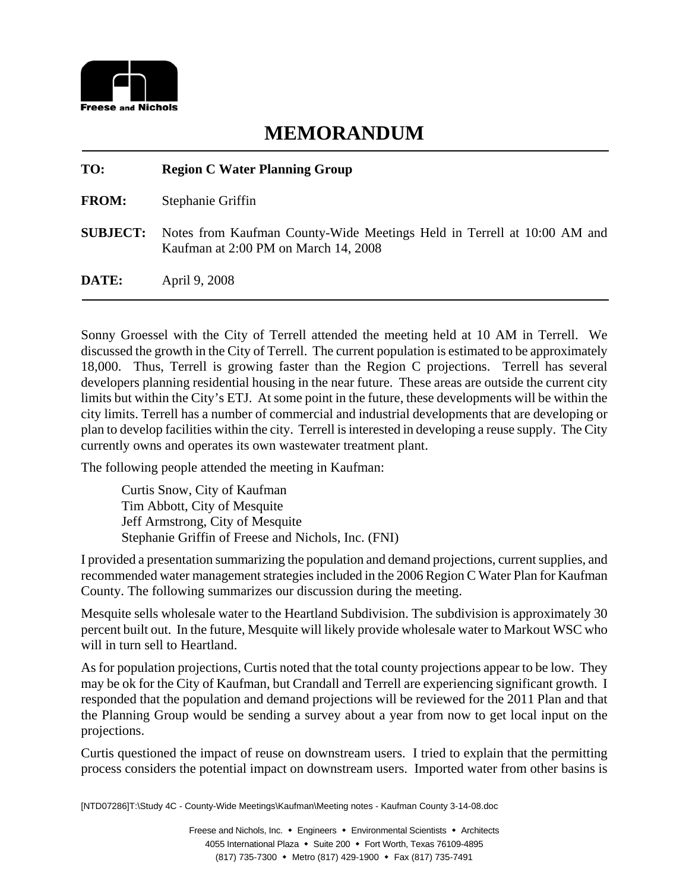# MEMORANDUM

**TO:** **Region C Water Planning Group**

**FROM:** Stephanie Griffin

**SUBJECT:** Notes from Kaufman County-Wide Meetings Held in Terrell at 10:00 AM and Kaufman at 2:00 PM on March 14, 2008

**DATE:** April 9, 2008

---

Sonny Groessel with the City of Terrell attended the meeting held at 10 AM in Terrell. We discussed the growth in the City of Terrell. The current population is estimated to be approximately 18,000. Thus, Terrell is growing faster than the Region C projections. Terrell has several developers planning residential housing in the near future. These areas are outside the current city limits but within the City's ETJ. At some point in the future, these developments will be within the city limits. Terrell has a number of commercial and industrial developments that are developing or plan to develop facilities within the city. Terrell is interested in developing a reuse supply. The City currently owns and operates its own wastewater treatment plant.

The following people attended the meeting in Kaufman:

Curtis Snow, City of Kaufman
Tim Abbott, City of Mesquite
Jeff Armstrong, City of Mesquite
Stephanie Griffin of Freese and Nichols, Inc. (FNI)

I provided a presentation summarizing the population and demand projections, current supplies, and recommended water management strategies included in the 2006 Region C Water Plan for Kaufman County. The following summarizes our discussion during the meeting.

Mesquite sells wholesale water to the Heartland Subdivision. The subdivision is approximately 30 percent built out. In the future, Mesquite will likely provide wholesale water to Markout WSC who will in turn sell to Heartland.

As for population projections, Curtis noted that the total county projections appear to be low. They may be ok for the City of Kaufman, but Crandall and Terrell are experiencing significant growth. I responded that the population and demand projections will be reviewed for the 2011 Plan and that the Planning Group would be sending a survey about a year from now to get local input on the projections.

Curtis questioned the impact of reuse on downstream users. I tried to explain that the permitting process considers the potential impact on downstream users. Imported water from other basins is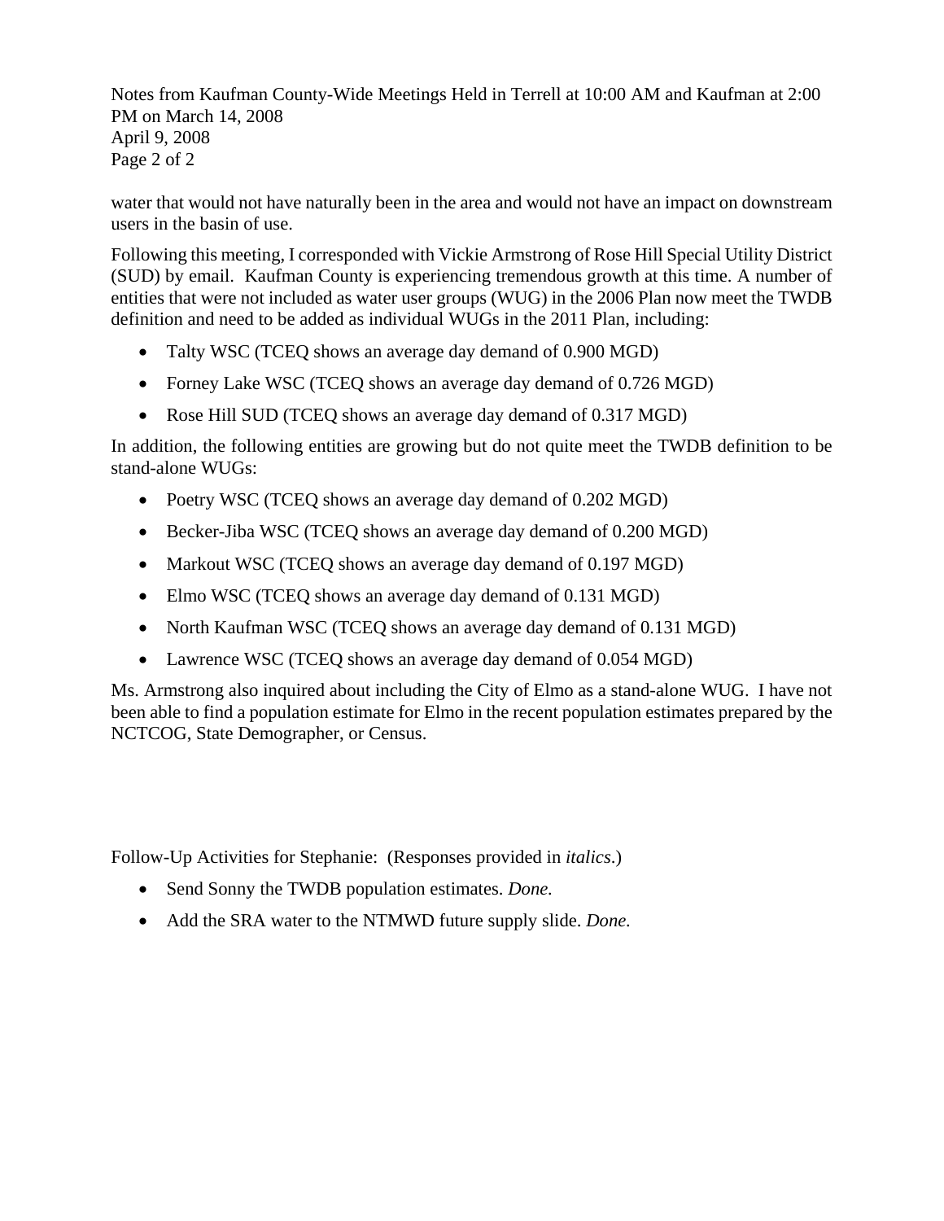water that would not have naturally been in the area and would not have an impact on downstream users in the basin of use.

Following this meeting, I corresponded with Vickie Armstrong of Rose Hill Special Utility District (SUD) by email. Kaufman County is experiencing tremendous growth at this time. A number of entities that were not included as water user groups (WUG) in the 2006 Plan now meet the TWDB definition and need to be added as individual WUGs in the 2011 Plan, including:

- Talty WSC (TCEQ shows an average day demand of 0.900 MGD)
- Forney Lake WSC (TCEQ shows an average day demand of 0.726 MGD)
- Rose Hill SUD (TCEQ shows an average day demand of 0.317 MGD)

In addition, the following entities are growing but do not quite meet the TWDB definition to be stand-alone WUGs:

- Poetry WSC (TCEQ shows an average day demand of 0.202 MGD)
- Becker-Jiba WSC (TCEQ shows an average day demand of 0.200 MGD)
- Markout WSC (TCEQ shows an average day demand of 0.197 MGD)
- Elmo WSC (TCEQ shows an average day demand of 0.131 MGD)
- North Kaufman WSC (TCEQ shows an average day demand of 0.131 MGD)
- Lawrence WSC (TCEQ shows an average day demand of 0.054 MGD)

Ms. Armstrong also inquired about including the City of Elmo as a stand-alone WUG. I have not been able to find a population estimate for Elmo in the recent population estimates prepared by the NCTCOG, State Demographer, or Census.

Follow-Up Activities for Stephanie: (Responses provided in *italics*.)

- Send Sonny the TWDB population estimates. *Done.*
- Add the SRA water to the NTMWD future supply slide. *Done.*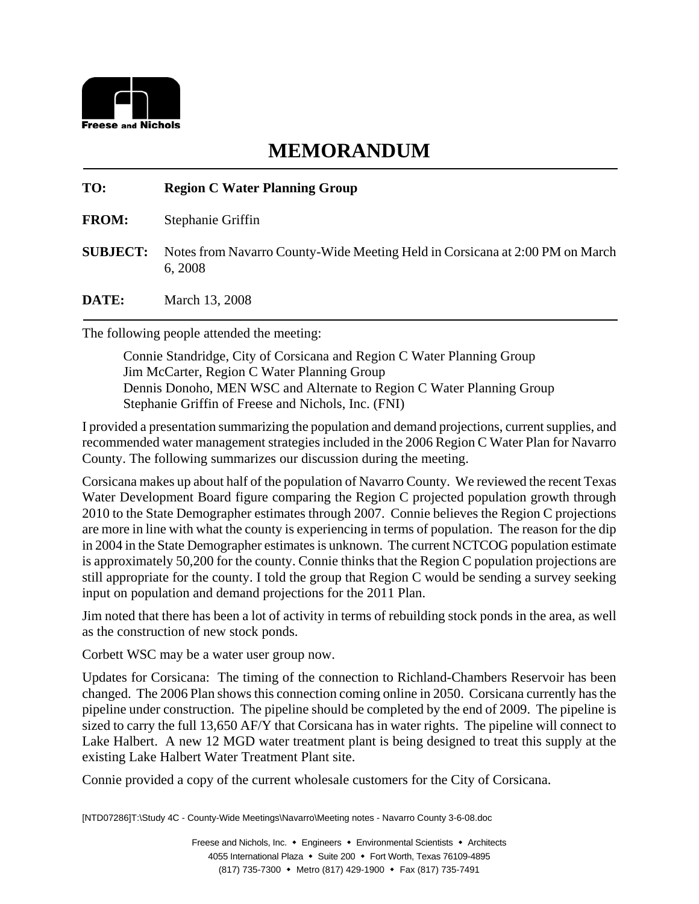Freese and Nichols

# MEMORANDUM

**TO:** **Region C Water Planning Group**

**FROM:** Stephanie Griffin

**SUBJECT:** Notes from Navarro County-Wide Meeting Held in Corsicana at 2:00 PM on March 6, 2008

**DATE:** March 13, 2008

The following people attended the meeting:

Connie Standridge, City of Corsicana and Region C Water Planning Group
Jim McCarter, Region C Water Planning Group
Dennis Donoho, MEN WSC and Alternate to Region C Water Planning Group
Stephanie Griffin of Freese and Nichols, Inc. (FNI)

I provided a presentation summarizing the population and demand projections, current supplies, and recommended water management strategies included in the 2006 Region C Water Plan for Navarro County. The following summarizes our discussion during the meeting.

Corsicana makes up about half of the population of Navarro County. We reviewed the recent Texas Water Development Board figure comparing the Region C projected population growth through 2010 to the State Demographer estimates through 2007. Connie believes the Region C projections are more in line with what the county is experiencing in terms of population. The reason for the dip in 2004 in the State Demographer estimates is unknown. The current NCTCOG population estimate is approximately 50,200 for the county. Connie thinks that the Region C population projections are still appropriate for the county. I told the group that Region C would be sending a survey seeking input on population and demand projections for the 2011 Plan.

Jim noted that there has been a lot of activity in terms of rebuilding stock ponds in the area, as well as the construction of new stock ponds.

Corbett WSC may be a water user group now.

Updates for Corsicana: The timing of the connection to Richland-Chambers Reservoir has been changed. The 2006 Plan shows this connection coming online in 2050. Corsicana currently has the pipeline under construction. The pipeline should be completed by the end of 2009. The pipeline is sized to carry the full 13,650 AF/Y that Corsicana has in water rights. The pipeline will connect to Lake Halbert. A new 12 MGD water treatment plant is being designed to treat this supply at the existing Lake Halbert Water Treatment Plant site.

Connie provided a copy of the current wholesale customers for the City of Corsicana.

[NTD07286]T:\Study 4C - County-Wide Meetings\Navarro\Meeting notes - Navarro County 3-6-08.doc

Freese and Nichols, Inc. • Engineers • Environmental Scientists • Architects
4055 International Plaza • Suite 200 • Fort Worth, Texas 76109-4895
(817) 735-7300 • Metro (817) 429-1900 • Fax (817) 735-7491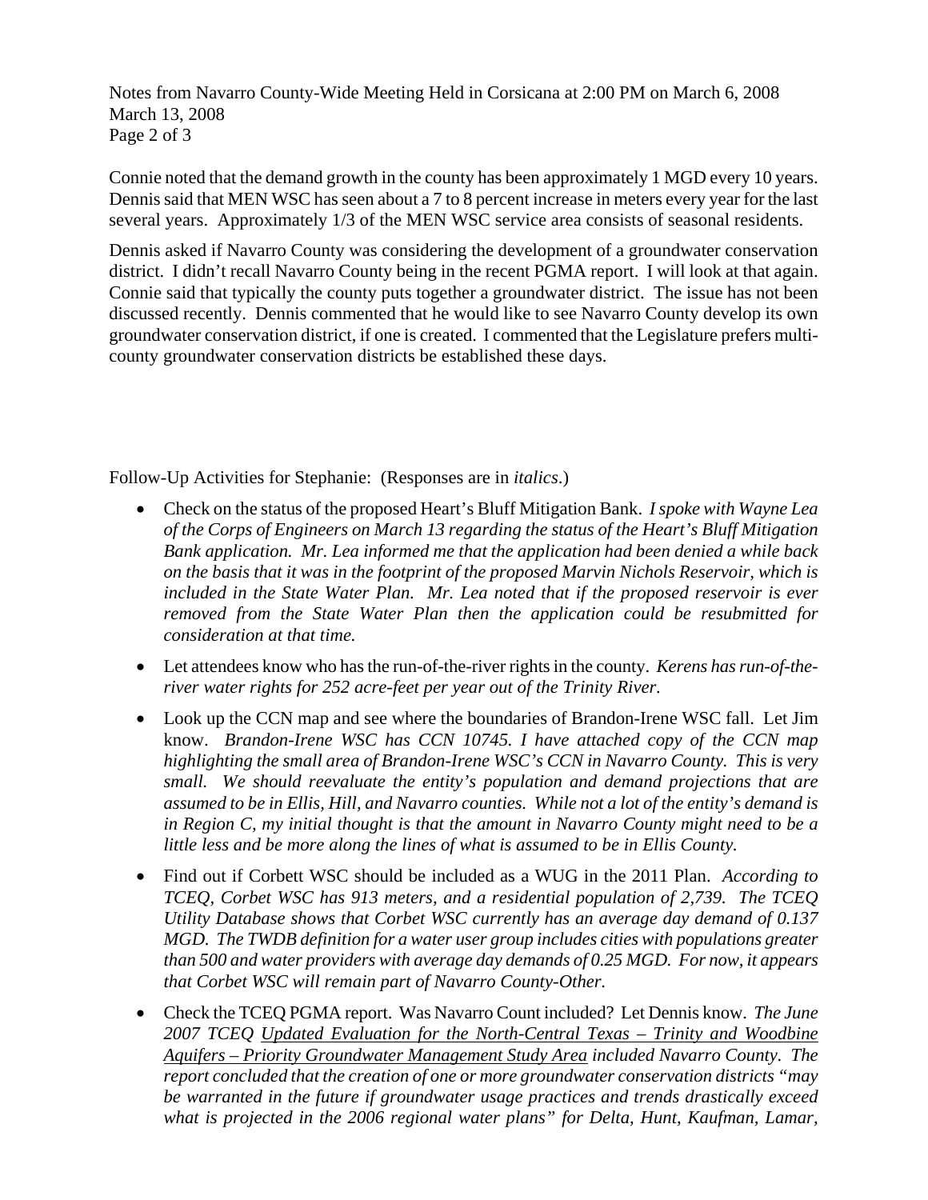Connie noted that the demand growth in the county has been approximately 1 MGD every 10 years. Dennis said that MEN WSC has seen about a 7 to 8 percent increase in meters every year for the last several years. Approximately 1/3 of the MEN WSC service area consists of seasonal residents.

Dennis asked if Navarro County was considering the development of a groundwater conservation district. I didn't recall Navarro County being in the recent PGMA report. I will look at that again. Connie said that typically the county puts together a groundwater district. The issue has not been discussed recently. Dennis commented that he would like to see Navarro County develop its own groundwater conservation district, if one is created. I commented that the Legislature prefers multi-county groundwater conservation districts be established these days.

Follow-Up Activities for Stephanie: (Responses are in *italics*.)

- Check on the status of the proposed Heart's Bluff Mitigation Bank. *I spoke with Wayne Lea of the Corps of Engineers on March 13 regarding the status of the Heart's Bluff Mitigation Bank application. Mr. Lea informed me that the application had been denied a while back on the basis that it was in the footprint of the proposed Marvin Nichols Reservoir, which is included in the State Water Plan. Mr. Lea noted that if the proposed reservoir is ever removed from the State Water Plan then the application could be resubmitted for consideration at that time.*
- Let attendees know who has the run-of-the-river rights in the county. *Kerens has run-of-the-river water rights for 252 acre-feet per year out of the Trinity River.*
- Look up the CCN map and see where the boundaries of Brandon-Irene WSC fall. Let Jim know. *Brandon-Irene WSC has CCN 10745. I have attached copy of the CCN map highlighting the small area of Brandon-Irene WSC's CCN in Navarro County. This is very small. We should reevaluate the entity's population and demand projections that are assumed to be in Ellis, Hill, and Navarro counties. While not a lot of the entity's demand is in Region C, my initial thought is that the amount in Navarro County might need to be a little less and be more along the lines of what is assumed to be in Ellis County.*
- Find out if Corbett WSC should be included as a WUG in the 2011 Plan. *According to TCEQ, Corbet WSC has 913 meters, and a residential population of 2,739. The TCEQ Utility Database shows that Corbet WSC currently has an average day demand of 0.137 MGD. The TWDB definition for a water user group includes cities with populations greater than 500 and water providers with average day demands of 0.25 MGD. For now, it appears that Corbet WSC will remain part of Navarro County-Other.*
- Check the TCEQ PGMA report. Was Navarro Count included? Let Dennis know. *The June 2007 TCEQ Updated Evaluation for the North-Central Texas – Trinity and Woodbine Aquifers – Priority Groundwater Management Study Area included Navarro County. The report concluded that the creation of one or more groundwater conservation districts "may be warranted in the future if groundwater usage practices and trends drastically exceed what is projected in the 2006 regional water plans" for Delta, Hunt, Kaufman, Lamar,*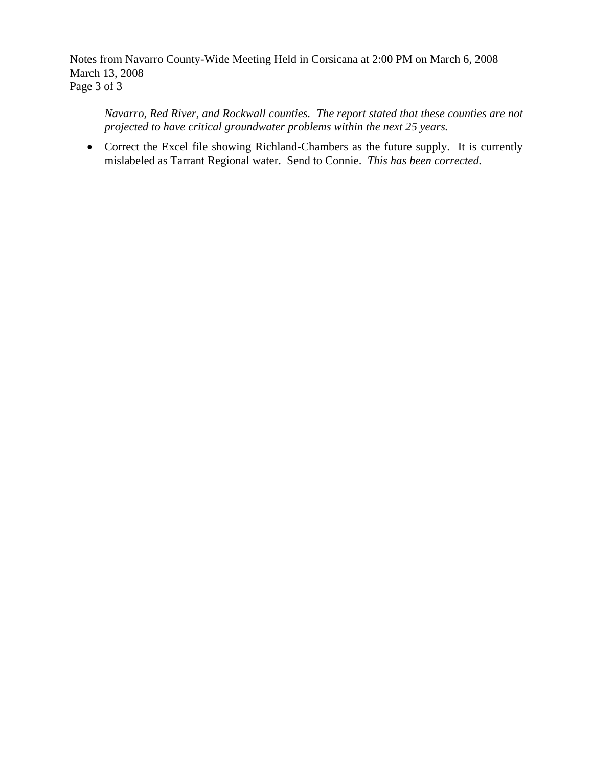*Navarro, Red River, and Rockwall counties. The report stated that these counties are not projected to have critical groundwater problems within the next 25 years.*

- Correct the Excel file showing Richland-Chambers as the future supply. It is currently mislabeled as Tarrant Regional water. Send to Connie. *This has been corrected.*